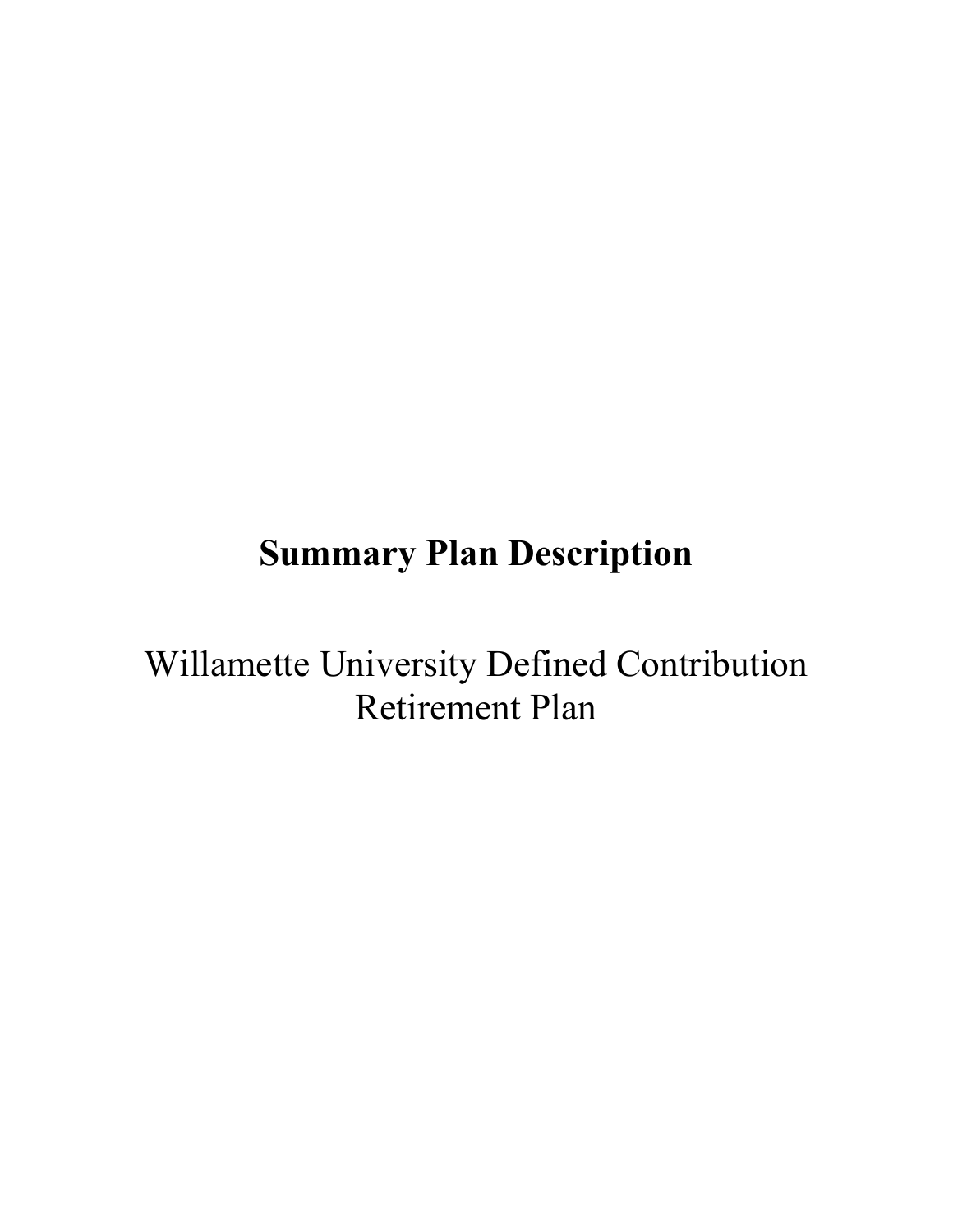# Summary Plan Description

Willamette University Defined Contribution Retirement Plan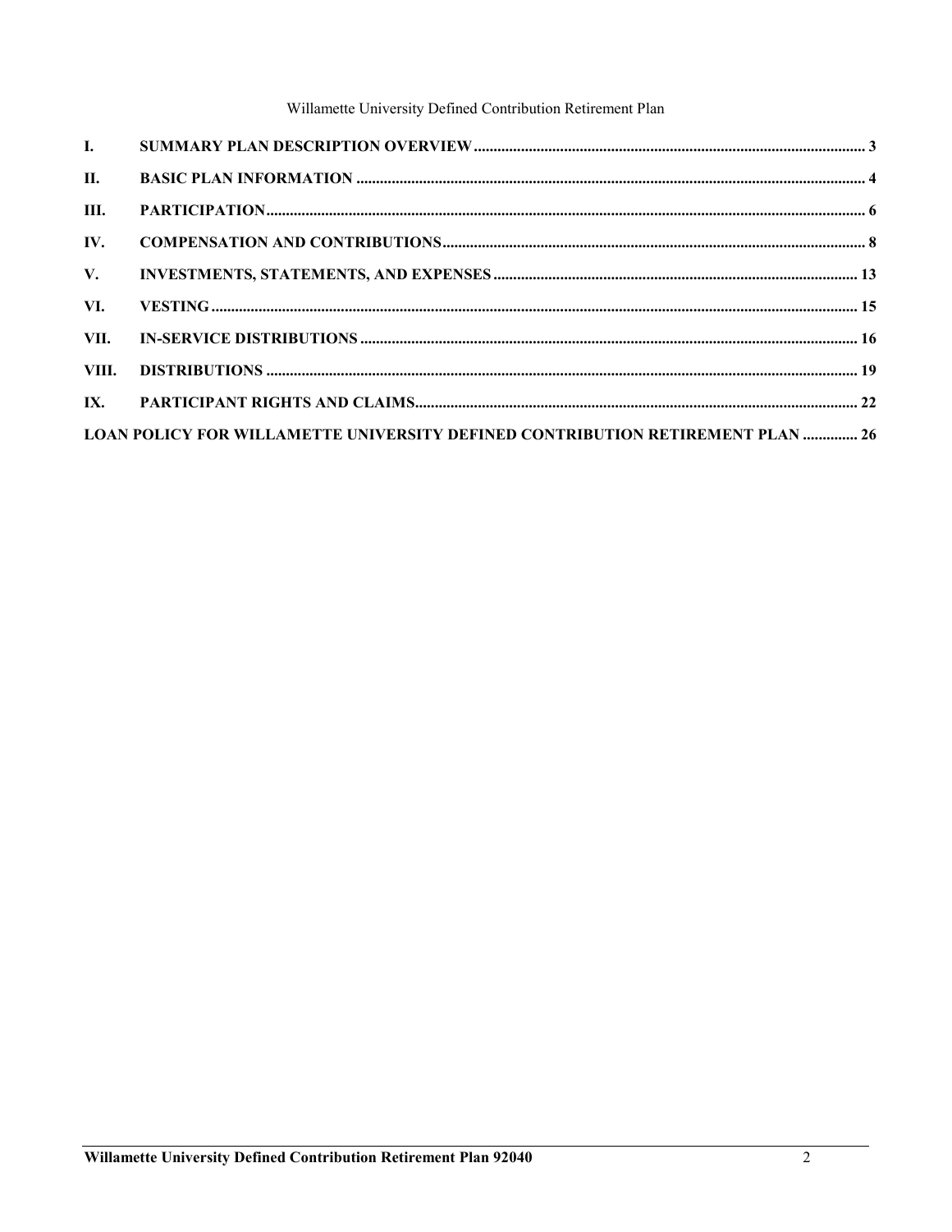Willamette University Defined Contribution Retirement Plan

| | | |
|---|---|---|
| **I.** | **SUMMARY PLAN DESCRIPTION OVERVIEW** | **3** |
| **II.** | **BASIC PLAN INFORMATION** | **4** |
| **III.** | **PARTICIPATION** | **6** |
| **IV.** | **COMPENSATION AND CONTRIBUTIONS** | **8** |
| **V.** | **INVESTMENTS, STATEMENTS, AND EXPENSES** | **13** |
| **VI.** | **VESTING** | **15** |
| **VII.** | **IN-SERVICE DISTRIBUTIONS** | **16** |
| **VIII.** | **DISTRIBUTIONS** | **19** |
| **IX.** | **PARTICIPANT RIGHTS AND CLAIMS** | **22** |
| | **LOAN POLICY FOR WILLAMETTE UNIVERSITY DEFINED CONTRIBUTION RETIREMENT PLAN** | **26** |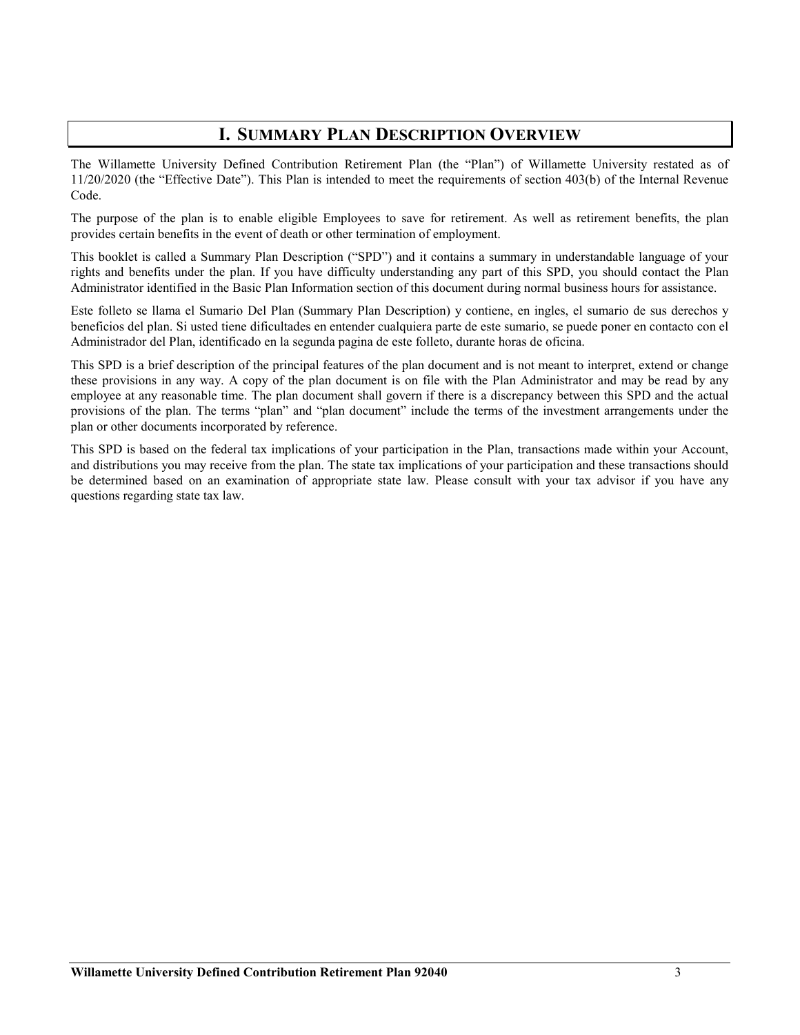# I. SUMMARY PLAN DESCRIPTION OVERVIEW

The Willamette University Defined Contribution Retirement Plan (the "Plan") of Willamette University restated as of 11/20/2020 (the "Effective Date"). This Plan is intended to meet the requirements of section 403(b) of the Internal Revenue Code.

The purpose of the plan is to enable eligible Employees to save for retirement. As well as retirement benefits, the plan provides certain benefits in the event of death or other termination of employment.

This booklet is called a Summary Plan Description ("SPD") and it contains a summary in understandable language of your rights and benefits under the plan. If you have difficulty understanding any part of this SPD, you should contact the Plan Administrator identified in the Basic Plan Information section of this document during normal business hours for assistance.

Este folleto se llama el Sumario Del Plan (Summary Plan Description) y contiene, en ingles, el sumario de sus derechos y beneficios del plan. Si usted tiene dificultades en entender cualquiera parte de este sumario, se puede poner en contacto con el Administrador del Plan, identificado en la segunda pagina de este folleto, durante horas de oficina.

This SPD is a brief description of the principal features of the plan document and is not meant to interpret, extend or change these provisions in any way. A copy of the plan document is on file with the Plan Administrator and may be read by any employee at any reasonable time. The plan document shall govern if there is a discrepancy between this SPD and the actual provisions of the plan. The terms "plan" and "plan document" include the terms of the investment arrangements under the plan or other documents incorporated by reference.

This SPD is based on the federal tax implications of your participation in the Plan, transactions made within your Account, and distributions you may receive from the plan. The state tax implications of your participation and these transactions should be determined based on an examination of appropriate state law. Please consult with your tax advisor if you have any questions regarding state tax law.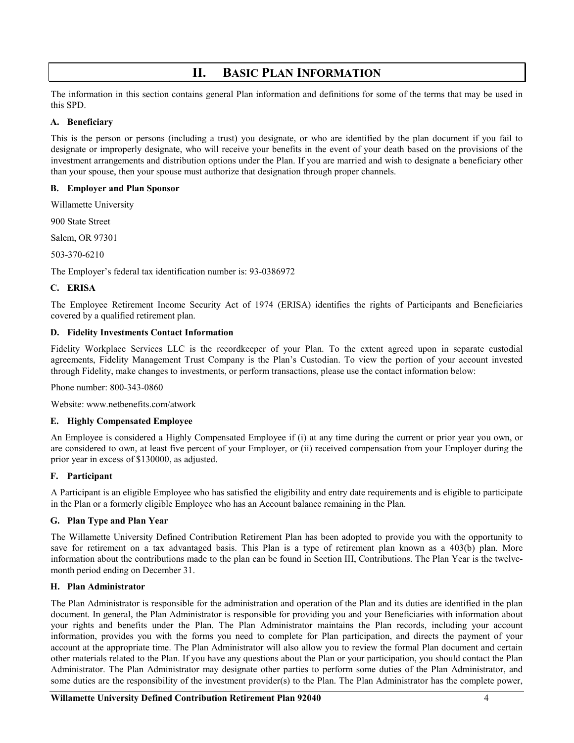# II. BASIC PLAN INFORMATION

The information in this section contains general Plan information and definitions for some of the terms that may be used in this SPD.

### A. Beneficiary

This is the person or persons (including a trust) you designate, or who are identified by the plan document if you fail to designate or improperly designate, who will receive your benefits in the event of your death based on the provisions of the investment arrangements and distribution options under the Plan. If you are married and wish to designate a beneficiary other than your spouse, then your spouse must authorize that designation through proper channels.

### B. Employer and Plan Sponsor

Willamette University

900 State Street

Salem, OR 97301

503-370-6210

The Employer's federal tax identification number is: 93-0386972

### C. ERISA

The Employee Retirement Income Security Act of 1974 (ERISA) identifies the rights of Participants and Beneficiaries covered by a qualified retirement plan.

### D. Fidelity Investments Contact Information

Fidelity Workplace Services LLC is the recordkeeper of your Plan. To the extent agreed upon in separate custodial agreements, Fidelity Management Trust Company is the Plan's Custodian. To view the portion of your account invested through Fidelity, make changes to investments, or perform transactions, please use the contact information below:

Phone number: 800-343-0860

Website: www.netbenefits.com/atwork

### E. Highly Compensated Employee

An Employee is considered a Highly Compensated Employee if (i) at any time during the current or prior year you own, or are considered to own, at least five percent of your Employer, or (ii) received compensation from your Employer during the prior year in excess of $130000, as adjusted.

### F. Participant

A Participant is an eligible Employee who has satisfied the eligibility and entry date requirements and is eligible to participate in the Plan or a formerly eligible Employee who has an Account balance remaining in the Plan.

### G. Plan Type and Plan Year

The Willamette University Defined Contribution Retirement Plan has been adopted to provide you with the opportunity to save for retirement on a tax advantaged basis. This Plan is a type of retirement plan known as a 403(b) plan. More information about the contributions made to the plan can be found in Section III, Contributions. The Plan Year is the twelve-month period ending on December 31.

### H. Plan Administrator

The Plan Administrator is responsible for the administration and operation of the Plan and its duties are identified in the plan document. In general, the Plan Administrator is responsible for providing you and your Beneficiaries with information about your rights and benefits under the Plan. The Plan Administrator maintains the Plan records, including your account information, provides you with the forms you need to complete for Plan participation, and directs the payment of your account at the appropriate time. The Plan Administrator will also allow you to review the formal Plan document and certain other materials related to the Plan. If you have any questions about the Plan or your participation, you should contact the Plan Administrator. The Plan Administrator may designate other parties to perform some duties of the Plan Administrator, and some duties are the responsibility of the investment provider(s) to the Plan. The Plan Administrator has the complete power,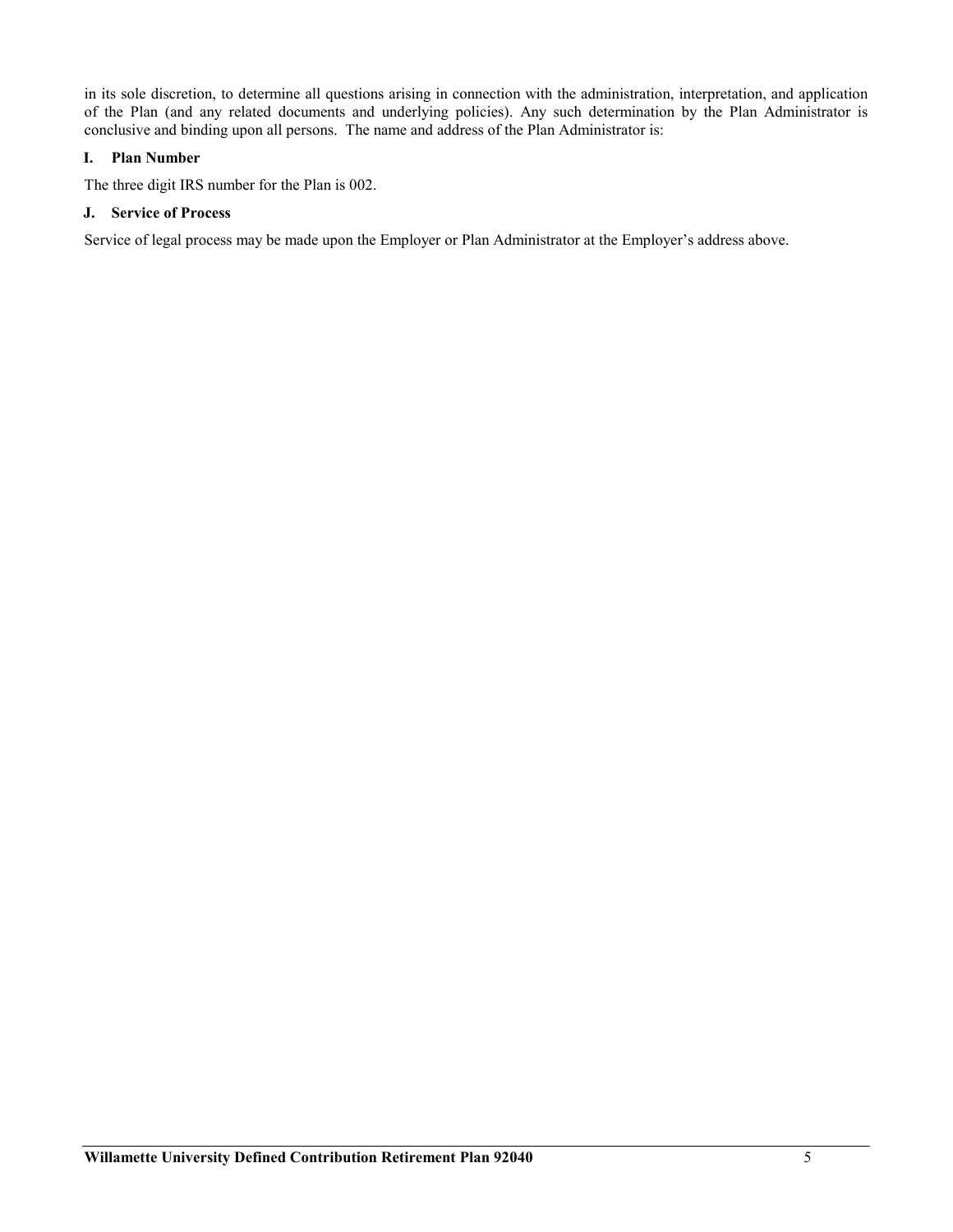in its sole discretion, to determine all questions arising in connection with the administration, interpretation, and application of the Plan (and any related documents and underlying policies). Any such determination by the Plan Administrator is conclusive and binding upon all persons. The name and address of the Plan Administrator is:

### I. Plan Number

The three digit IRS number for the Plan is 002.

### J. Service of Process

Service of legal process may be made upon the Employer or Plan Administrator at the Employer's address above.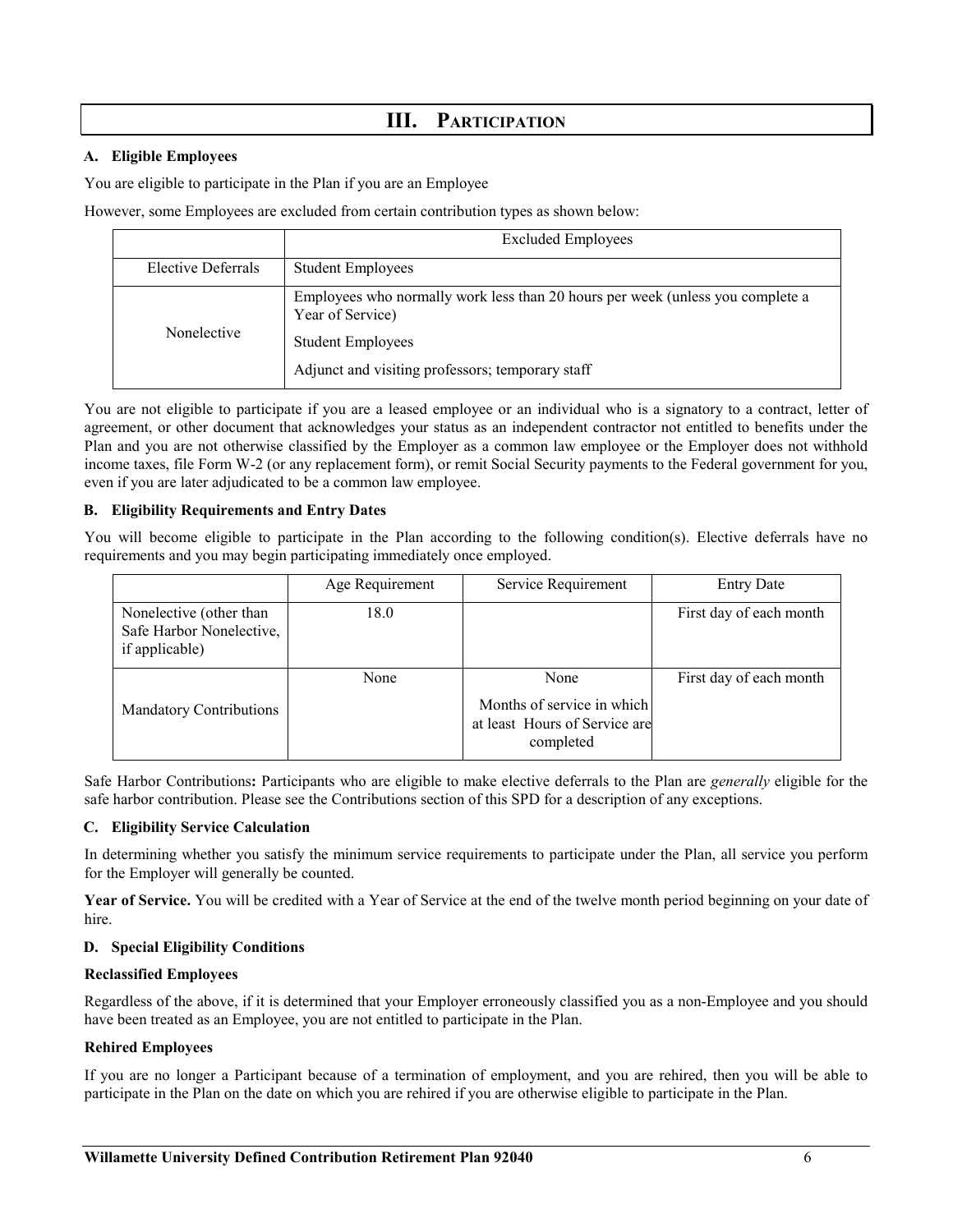# III. PARTICIPATION

### A. Eligible Employees

You are eligible to participate in the Plan if you are an Employee

However, some Employees are excluded from certain contribution types as shown below:

| | Excluded Employees |
|---|---|
| Elective Deferrals | Student Employees |
| Nonelective | Employees who normally work less than 20 hours per week (unless you complete a Year of Service)<br>Student Employees<br>Adjunct and visiting professors; temporary staff |

You are not eligible to participate if you are a leased employee or an individual who is a signatory to a contract, letter of agreement, or other document that acknowledges your status as an independent contractor not entitled to benefits under the Plan and you are not otherwise classified by the Employer as a common law employee or the Employer does not withhold income taxes, file Form W-2 (or any replacement form), or remit Social Security payments to the Federal government for you, even if you are later adjudicated to be a common law employee.

### B. Eligibility Requirements and Entry Dates

You will become eligible to participate in the Plan according to the following condition(s). Elective deferrals have no requirements and you may begin participating immediately once employed.

| | Age Requirement | Service Requirement | Entry Date |
|---|---|---|---|
| Nonelective (other than Safe Harbor Nonelective, if applicable) | 18.0 | | First day of each month |
| Mandatory Contributions | None | None<br>Months of service in which at least Hours of Service are completed | First day of each month |

Safe Harbor Contributions**:** Participants who are eligible to make elective deferrals to the Plan are *generally* eligible for the safe harbor contribution. Please see the Contributions section of this SPD for a description of any exceptions.

### C. Eligibility Service Calculation

In determining whether you satisfy the minimum service requirements to participate under the Plan, all service you perform for the Employer will generally be counted.

**Year of Service.** You will be credited with a Year of Service at the end of the twelve month period beginning on your date of hire.

### D. Special Eligibility Conditions

**Reclassified Employees**

Regardless of the above, if it is determined that your Employer erroneously classified you as a non-Employee and you should have been treated as an Employee, you are not entitled to participate in the Plan.

**Rehired Employees**

If you are no longer a Participant because of a termination of employment, and you are rehired, then you will be able to participate in the Plan on the date on which you are rehired if you are otherwise eligible to participate in the Plan.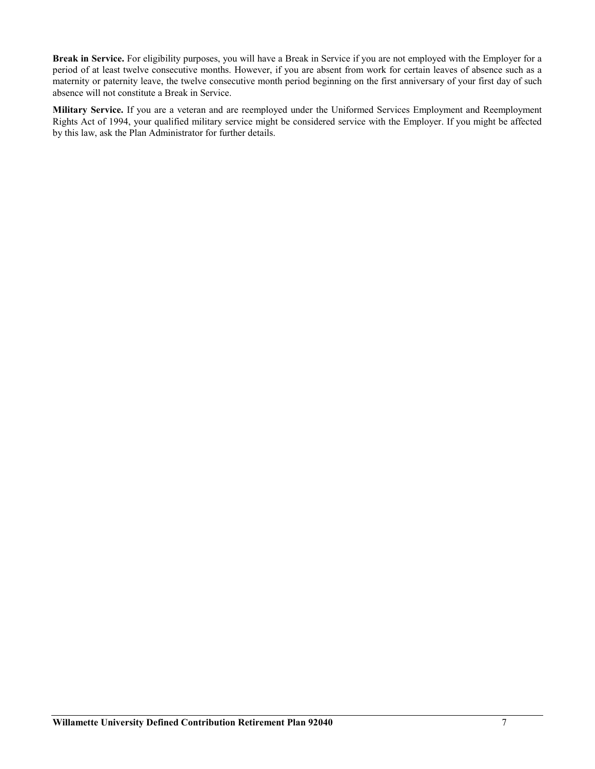**Break in Service.** For eligibility purposes, you will have a Break in Service if you are not employed with the Employer for a period of at least twelve consecutive months. However, if you are absent from work for certain leaves of absence such as a maternity or paternity leave, the twelve consecutive month period beginning on the first anniversary of your first day of such absence will not constitute a Break in Service.

**Military Service.** If you are a veteran and are reemployed under the Uniformed Services Employment and Reemployment Rights Act of 1994, your qualified military service might be considered service with the Employer. If you might be affected by this law, ask the Plan Administrator for further details.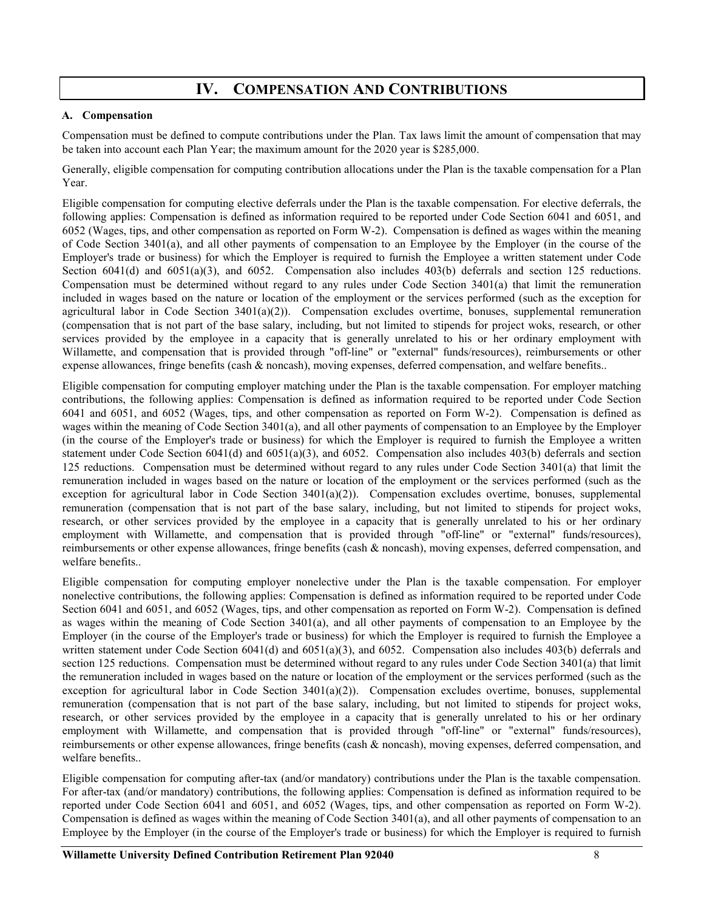# IV. COMPENSATION AND CONTRIBUTIONS

### A. Compensation

Compensation must be defined to compute contributions under the Plan. Tax laws limit the amount of compensation that may be taken into account each Plan Year; the maximum amount for the 2020 year is $285,000.

Generally, eligible compensation for computing contribution allocations under the Plan is the taxable compensation for a Plan Year.

Eligible compensation for computing elective deferrals under the Plan is the taxable compensation. For elective deferrals, the following applies: Compensation is defined as information required to be reported under Code Section 6041 and 6051, and 6052 (Wages, tips, and other compensation as reported on Form W-2). Compensation is defined as wages within the meaning of Code Section 3401(a), and all other payments of compensation to an Employee by the Employer (in the course of the Employer's trade or business) for which the Employer is required to furnish the Employee a written statement under Code Section 6041(d) and 6051(a)(3), and 6052. Compensation also includes 403(b) deferrals and section 125 reductions. Compensation must be determined without regard to any rules under Code Section 3401(a) that limit the remuneration included in wages based on the nature or location of the employment or the services performed (such as the exception for agricultural labor in Code Section 3401(a)(2)). Compensation excludes overtime, bonuses, supplemental remuneration (compensation that is not part of the base salary, including, but not limited to stipends for project woks, research, or other services provided by the employee in a capacity that is generally unrelated to his or her ordinary employment with Willamette, and compensation that is provided through "off-line" or "external" funds/resources), reimbursements or other expense allowances, fringe benefits (cash & noncash), moving expenses, deferred compensation, and welfare benefits..

Eligible compensation for computing employer matching under the Plan is the taxable compensation. For employer matching contributions, the following applies: Compensation is defined as information required to be reported under Code Section 6041 and 6051, and 6052 (Wages, tips, and other compensation as reported on Form W-2). Compensation is defined as wages within the meaning of Code Section 3401(a), and all other payments of compensation to an Employee by the Employer (in the course of the Employer's trade or business) for which the Employer is required to furnish the Employee a written statement under Code Section 6041(d) and 6051(a)(3), and 6052. Compensation also includes 403(b) deferrals and section 125 reductions. Compensation must be determined without regard to any rules under Code Section 3401(a) that limit the remuneration included in wages based on the nature or location of the employment or the services performed (such as the exception for agricultural labor in Code Section 3401(a)(2)). Compensation excludes overtime, bonuses, supplemental remuneration (compensation that is not part of the base salary, including, but not limited to stipends for project woks, research, or other services provided by the employee in a capacity that is generally unrelated to his or her ordinary employment with Willamette, and compensation that is provided through "off-line" or "external" funds/resources), reimbursements or other expense allowances, fringe benefits (cash & noncash), moving expenses, deferred compensation, and welfare benefits..

Eligible compensation for computing employer nonelective under the Plan is the taxable compensation. For employer nonelective contributions, the following applies: Compensation is defined as information required to be reported under Code Section 6041 and 6051, and 6052 (Wages, tips, and other compensation as reported on Form W-2). Compensation is defined as wages within the meaning of Code Section 3401(a), and all other payments of compensation to an Employee by the Employer (in the course of the Employer's trade or business) for which the Employer is required to furnish the Employee a written statement under Code Section 6041(d) and 6051(a)(3), and 6052. Compensation also includes 403(b) deferrals and section 125 reductions. Compensation must be determined without regard to any rules under Code Section 3401(a) that limit the remuneration included in wages based on the nature or location of the employment or the services performed (such as the exception for agricultural labor in Code Section 3401(a)(2)). Compensation excludes overtime, bonuses, supplemental remuneration (compensation that is not part of the base salary, including, but not limited to stipends for project woks, research, or other services provided by the employee in a capacity that is generally unrelated to his or her ordinary employment with Willamette, and compensation that is provided through "off-line" or "external" funds/resources), reimbursements or other expense allowances, fringe benefits (cash & noncash), moving expenses, deferred compensation, and welfare benefits..

Eligible compensation for computing after-tax (and/or mandatory) contributions under the Plan is the taxable compensation. For after-tax (and/or mandatory) contributions, the following applies: Compensation is defined as information required to be reported under Code Section 6041 and 6051, and 6052 (Wages, tips, and other compensation as reported on Form W-2). Compensation is defined as wages within the meaning of Code Section 3401(a), and all other payments of compensation to an Employee by the Employer (in the course of the Employer's trade or business) for which the Employer is required to furnish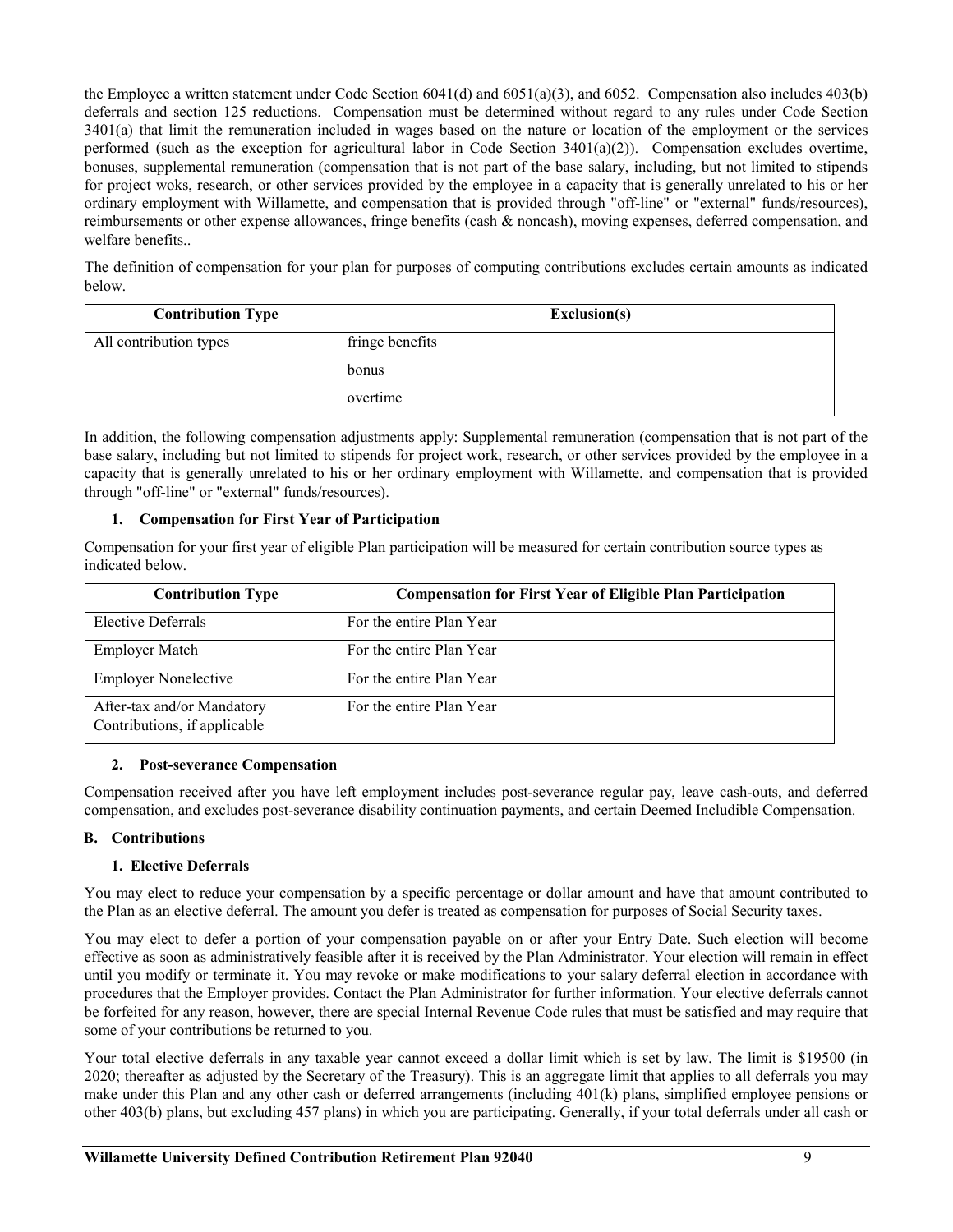the Employee a written statement under Code Section 6041(d) and 6051(a)(3), and 6052. Compensation also includes 403(b) deferrals and section 125 reductions. Compensation must be determined without regard to any rules under Code Section 3401(a) that limit the remuneration included in wages based on the nature or location of the employment or the services performed (such as the exception for agricultural labor in Code Section 3401(a)(2)). Compensation excludes overtime, bonuses, supplemental remuneration (compensation that is not part of the base salary, including, but not limited to stipends for project woks, research, or other services provided by the employee in a capacity that is generally unrelated to his or her ordinary employment with Willamette, and compensation that is provided through "off-line" or "external" funds/resources), reimbursements or other expense allowances, fringe benefits (cash & noncash), moving expenses, deferred compensation, and welfare benefits..

The definition of compensation for your plan for purposes of computing contributions excludes certain amounts as indicated below.

| Contribution Type | Exclusion(s) |
|---|---|
| All contribution types | fringe benefits<br>bonus<br>overtime |

In addition, the following compensation adjustments apply: Supplemental remuneration (compensation that is not part of the base salary, including but not limited to stipends for project work, research, or other services provided by the employee in a capacity that is generally unrelated to his or her ordinary employment with Willamette, and compensation that is provided through "off-line" or "external" funds/resources).

### 1. Compensation for First Year of Participation

Compensation for your first year of eligible Plan participation will be measured for certain contribution source types as indicated below.

| Contribution Type | Compensation for First Year of Eligible Plan Participation |
|---|---|
| Elective Deferrals | For the entire Plan Year |
| Employer Match | For the entire Plan Year |
| Employer Nonelective | For the entire Plan Year |
| After-tax and/or Mandatory Contributions, if applicable | For the entire Plan Year |

### 2. Post-severance Compensation

Compensation received after you have left employment includes post-severance regular pay, leave cash-outs, and deferred compensation, and excludes post-severance disability continuation payments, and certain Deemed Includible Compensation.

## B. Contributions

### 1. Elective Deferrals

You may elect to reduce your compensation by a specific percentage or dollar amount and have that amount contributed to the Plan as an elective deferral. The amount you defer is treated as compensation for purposes of Social Security taxes.

You may elect to defer a portion of your compensation payable on or after your Entry Date. Such election will become effective as soon as administratively feasible after it is received by the Plan Administrator. Your election will remain in effect until you modify or terminate it. You may revoke or make modifications to your salary deferral election in accordance with procedures that the Employer provides. Contact the Plan Administrator for further information. Your elective deferrals cannot be forfeited for any reason, however, there are special Internal Revenue Code rules that must be satisfied and may require that some of your contributions be returned to you.

Your total elective deferrals in any taxable year cannot exceed a dollar limit which is set by law. The limit is $19500 (in 2020; thereafter as adjusted by the Secretary of the Treasury). This is an aggregate limit that applies to all deferrals you may make under this Plan and any other cash or deferred arrangements (including 401(k) plans, simplified employee pensions or other 403(b) plans, but excluding 457 plans) in which you are participating. Generally, if your total deferrals under all cash or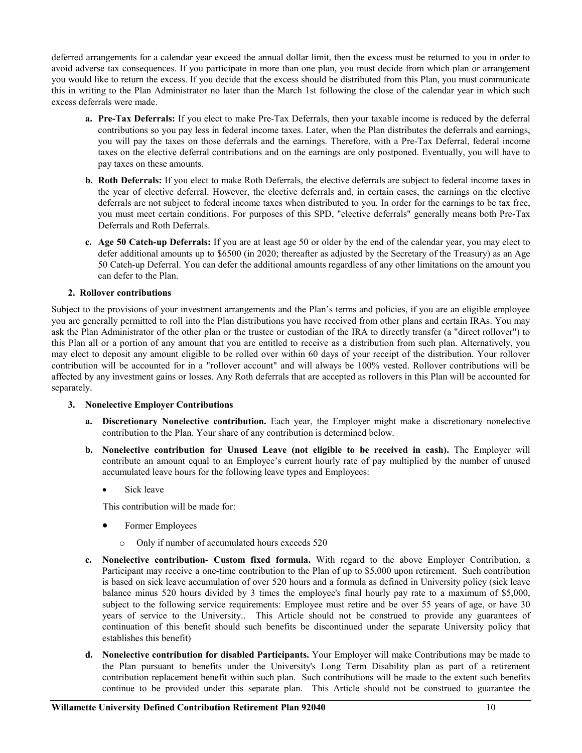deferred arrangements for a calendar year exceed the annual dollar limit, then the excess must be returned to you in order to avoid adverse tax consequences. If you participate in more than one plan, you must decide from which plan or arrangement you would like to return the excess. If you decide that the excess should be distributed from this Plan, you must communicate this in writing to the Plan Administrator no later than the March 1st following the close of the calendar year in which such excess deferrals were made.

- **a. Pre-Tax Deferrals:** If you elect to make Pre-Tax Deferrals, then your taxable income is reduced by the deferral contributions so you pay less in federal income taxes. Later, when the Plan distributes the deferrals and earnings, you will pay the taxes on those deferrals and the earnings. Therefore, with a Pre-Tax Deferral, federal income taxes on the elective deferral contributions and on the earnings are only postponed. Eventually, you will have to pay taxes on these amounts.
- **b. Roth Deferrals:** If you elect to make Roth Deferrals, the elective deferrals are subject to federal income taxes in the year of elective deferral. However, the elective deferrals and, in certain cases, the earnings on the elective deferrals are not subject to federal income taxes when distributed to you. In order for the earnings to be tax free, you must meet certain conditions. For purposes of this SPD, "elective deferrals" generally means both Pre-Tax Deferrals and Roth Deferrals.
- **c. Age 50 Catch-up Deferrals:** If you are at least age 50 or older by the end of the calendar year, you may elect to defer additional amounts up to $6500 (in 2020; thereafter as adjusted by the Secretary of the Treasury) as an Age 50 Catch-up Deferral. You can defer the additional amounts regardless of any other limitations on the amount you can defer to the Plan.

**2. Rollover contributions**

Subject to the provisions of your investment arrangements and the Plan's terms and policies, if you are an eligible employee you are generally permitted to roll into the Plan distributions you have received from other plans and certain IRAs. You may ask the Plan Administrator of the other plan or the trustee or custodian of the IRA to directly transfer (a "direct rollover") to this Plan all or a portion of any amount that you are entitled to receive as a distribution from such plan. Alternatively, you may elect to deposit any amount eligible to be rolled over within 60 days of your receipt of the distribution. Your rollover contribution will be accounted for in a "rollover account" and will always be 100% vested. Rollover contributions will be affected by any investment gains or losses. Any Roth deferrals that are accepted as rollovers in this Plan will be accounted for separately.

**3. Nonelective Employer Contributions**

- **a. Discretionary Nonelective contribution.** Each year, the Employer might make a discretionary nonelective contribution to the Plan. Your share of any contribution is determined below.
- **b. Nonelective contribution for Unused Leave (not eligible to be received in cash).** The Employer will contribute an amount equal to an Employee's current hourly rate of pay multiplied by the number of unused accumulated leave hours for the following leave types and Employees:
  - Sick leave

  This contribution will be made for:

  - Former Employees
    - Only if number of accumulated hours exceeds 520
- **c. Nonelective contribution- Custom fixed formula.** With regard to the above Employer Contribution, a Participant may receive a one-time contribution to the Plan of up to $5,000 upon retirement. Such contribution is based on sick leave accumulation of over 520 hours and a formula as defined in University policy (sick leave balance minus 520 hours divided by 3 times the employee's final hourly pay rate to a maximum of $5,000, subject to the following service requirements: Employee must retire and be over 55 years of age, or have 30 years of service to the University.. This Article should not be construed to provide any guarantees of continuation of this benefit should such benefits be discontinued under the separate University policy that establishes this benefit)
- **d. Nonelective contribution for disabled Participants.** Your Employer will make Contributions may be made to the Plan pursuant to benefits under the University's Long Term Disability plan as part of a retirement contribution replacement benefit within such plan. Such contributions will be made to the extent such benefits continue to be provided under this separate plan. This Article should not be construed to guarantee the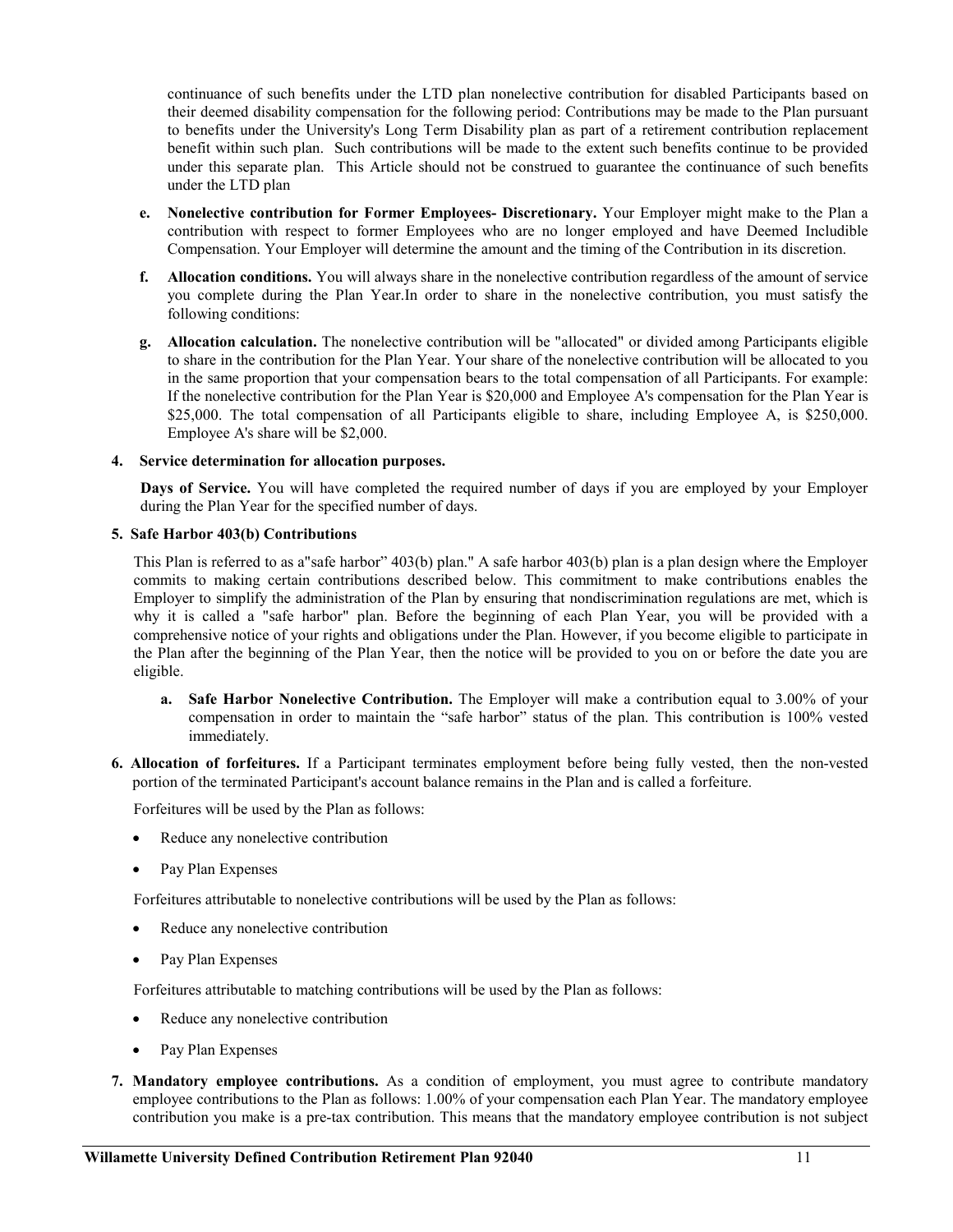continuance of such benefits under the LTD plan nonelective contribution for disabled Participants based on their deemed disability compensation for the following period: Contributions may be made to the Plan pursuant to benefits under the University's Long Term Disability plan as part of a retirement contribution replacement benefit within such plan. Such contributions will be made to the extent such benefits continue to be provided under this separate plan. This Article should not be construed to guarantee the continuance of such benefits under the LTD plan

e. **Nonelective contribution for Former Employees- Discretionary.** Your Employer might make to the Plan a contribution with respect to former Employees who are no longer employed and have Deemed Includible Compensation. Your Employer will determine the amount and the timing of the Contribution in its discretion.

f. **Allocation conditions.** You will always share in the nonelective contribution regardless of the amount of service you complete during the Plan Year.In order to share in the nonelective contribution, you must satisfy the following conditions:

g. **Allocation calculation.** The nonelective contribution will be "allocated" or divided among Participants eligible to share in the contribution for the Plan Year. Your share of the nonelective contribution will be allocated to you in the same proportion that your compensation bears to the total compensation of all Participants. For example: If the nonelective contribution for the Plan Year is $20,000 and Employee A's compensation for the Plan Year is $25,000. The total compensation of all Participants eligible to share, including Employee A, is $250,000. Employee A's share will be $2,000.

**4. Service determination for allocation purposes.**

**Days of Service.** You will have completed the required number of days if you are employed by your Employer during the Plan Year for the specified number of days.

**5. Safe Harbor 403(b) Contributions**

This Plan is referred to as a"safe harbor" 403(b) plan." A safe harbor 403(b) plan is a plan design where the Employer commits to making certain contributions described below. This commitment to make contributions enables the Employer to simplify the administration of the Plan by ensuring that nondiscrimination regulations are met, which is why it is called a "safe harbor" plan. Before the beginning of each Plan Year, you will be provided with a comprehensive notice of your rights and obligations under the Plan. However, if you become eligible to participate in the Plan after the beginning of the Plan Year, then the notice will be provided to you on or before the date you are eligible.

a. **Safe Harbor Nonelective Contribution.** The Employer will make a contribution equal to 3.00% of your compensation in order to maintain the "safe harbor" status of the plan. This contribution is 100% vested immediately.

**6. Allocation of forfeitures.** If a Participant terminates employment before being fully vested, then the non-vested portion of the terminated Participant's account balance remains in the Plan and is called a forfeiture.

Forfeitures will be used by the Plan as follows:

- Reduce any nonelective contribution
- Pay Plan Expenses

Forfeitures attributable to nonelective contributions will be used by the Plan as follows:

- Reduce any nonelective contribution
- Pay Plan Expenses

Forfeitures attributable to matching contributions will be used by the Plan as follows:

- Reduce any nonelective contribution
- Pay Plan Expenses

**7. Mandatory employee contributions.** As a condition of employment, you must agree to contribute mandatory employee contributions to the Plan as follows: 1.00% of your compensation each Plan Year. The mandatory employee contribution you make is a pre-tax contribution. This means that the mandatory employee contribution is not subject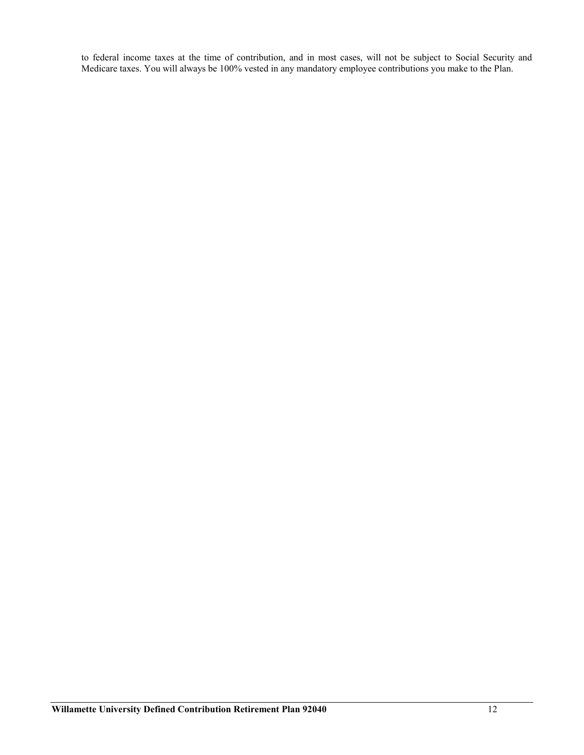to federal income taxes at the time of contribution, and in most cases, will not be subject to Social Security and Medicare taxes. You will always be 100% vested in any mandatory employee contributions you make to the Plan.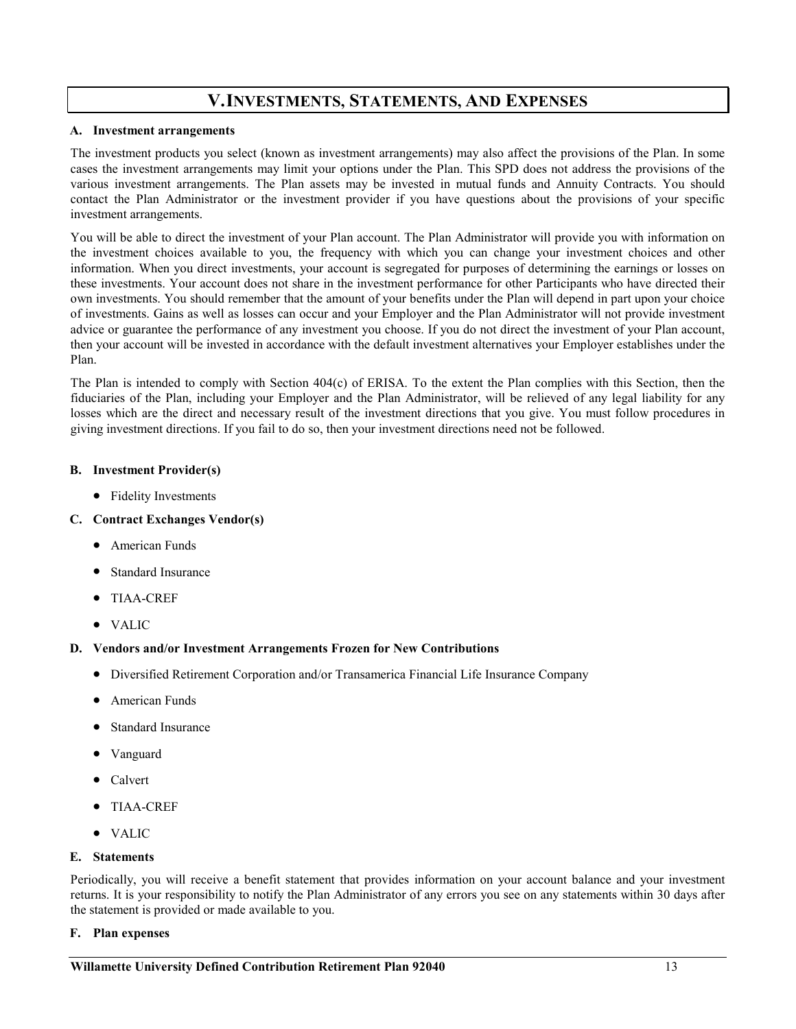# V. INVESTMENTS, STATEMENTS, AND EXPENSES

### A. Investment arrangements

The investment products you select (known as investment arrangements) may also affect the provisions of the Plan. In some cases the investment arrangements may limit your options under the Plan. This SPD does not address the provisions of the various investment arrangements. The Plan assets may be invested in mutual funds and Annuity Contracts. You should contact the Plan Administrator or the investment provider if you have questions about the provisions of your specific investment arrangements.

You will be able to direct the investment of your Plan account. The Plan Administrator will provide you with information on the investment choices available to you, the frequency with which you can change your investment choices and other information. When you direct investments, your account is segregated for purposes of determining the earnings or losses on these investments. Your account does not share in the investment performance for other Participants who have directed their own investments. You should remember that the amount of your benefits under the Plan will depend in part upon your choice of investments. Gains as well as losses can occur and your Employer and the Plan Administrator will not provide investment advice or guarantee the performance of any investment you choose. If you do not direct the investment of your Plan account, then your account will be invested in accordance with the default investment alternatives your Employer establishes under the Plan.

The Plan is intended to comply with Section 404(c) of ERISA. To the extent the Plan complies with this Section, then the fiduciaries of the Plan, including your Employer and the Plan Administrator, will be relieved of any legal liability for any losses which are the direct and necessary result of the investment directions that you give. You must follow procedures in giving investment directions. If you fail to do so, then your investment directions need not be followed.

### B. Investment Provider(s)

- Fidelity Investments

### C. Contract Exchanges Vendor(s)

- American Funds
- Standard Insurance
- TIAA-CREF
- VALIC

### D. Vendors and/or Investment Arrangements Frozen for New Contributions

- Diversified Retirement Corporation and/or Transamerica Financial Life Insurance Company
- American Funds
- Standard Insurance
- Vanguard
- Calvert
- TIAA-CREF
- VALIC

### E. Statements

Periodically, you will receive a benefit statement that provides information on your account balance and your investment returns. It is your responsibility to notify the Plan Administrator of any errors you see on any statements within 30 days after the statement is provided or made available to you.

### F. Plan expenses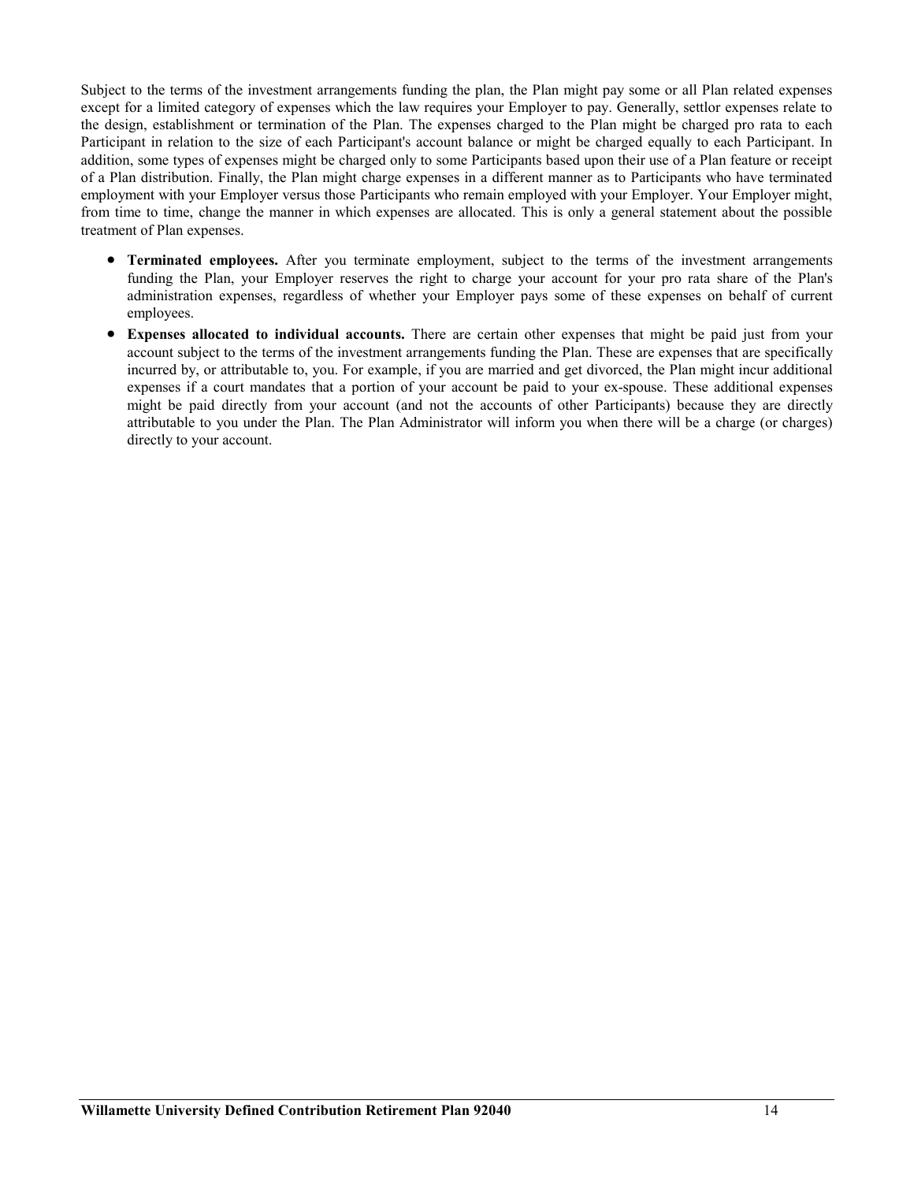Subject to the terms of the investment arrangements funding the plan, the Plan might pay some or all Plan related expenses except for a limited category of expenses which the law requires your Employer to pay. Generally, settlor expenses relate to the design, establishment or termination of the Plan. The expenses charged to the Plan might be charged pro rata to each Participant in relation to the size of each Participant's account balance or might be charged equally to each Participant. In addition, some types of expenses might be charged only to some Participants based upon their use of a Plan feature or receipt of a Plan distribution. Finally, the Plan might charge expenses in a different manner as to Participants who have terminated employment with your Employer versus those Participants who remain employed with your Employer. Your Employer might, from time to time, change the manner in which expenses are allocated. This is only a general statement about the possible treatment of Plan expenses.

- **Terminated employees.** After you terminate employment, subject to the terms of the investment arrangements funding the Plan, your Employer reserves the right to charge your account for your pro rata share of the Plan's administration expenses, regardless of whether your Employer pays some of these expenses on behalf of current employees.
- **Expenses allocated to individual accounts.** There are certain other expenses that might be paid just from your account subject to the terms of the investment arrangements funding the Plan. These are expenses that are specifically incurred by, or attributable to, you. For example, if you are married and get divorced, the Plan might incur additional expenses if a court mandates that a portion of your account be paid to your ex-spouse. These additional expenses might be paid directly from your account (and not the accounts of other Participants) because they are directly attributable to you under the Plan. The Plan Administrator will inform you when there will be a charge (or charges) directly to your account.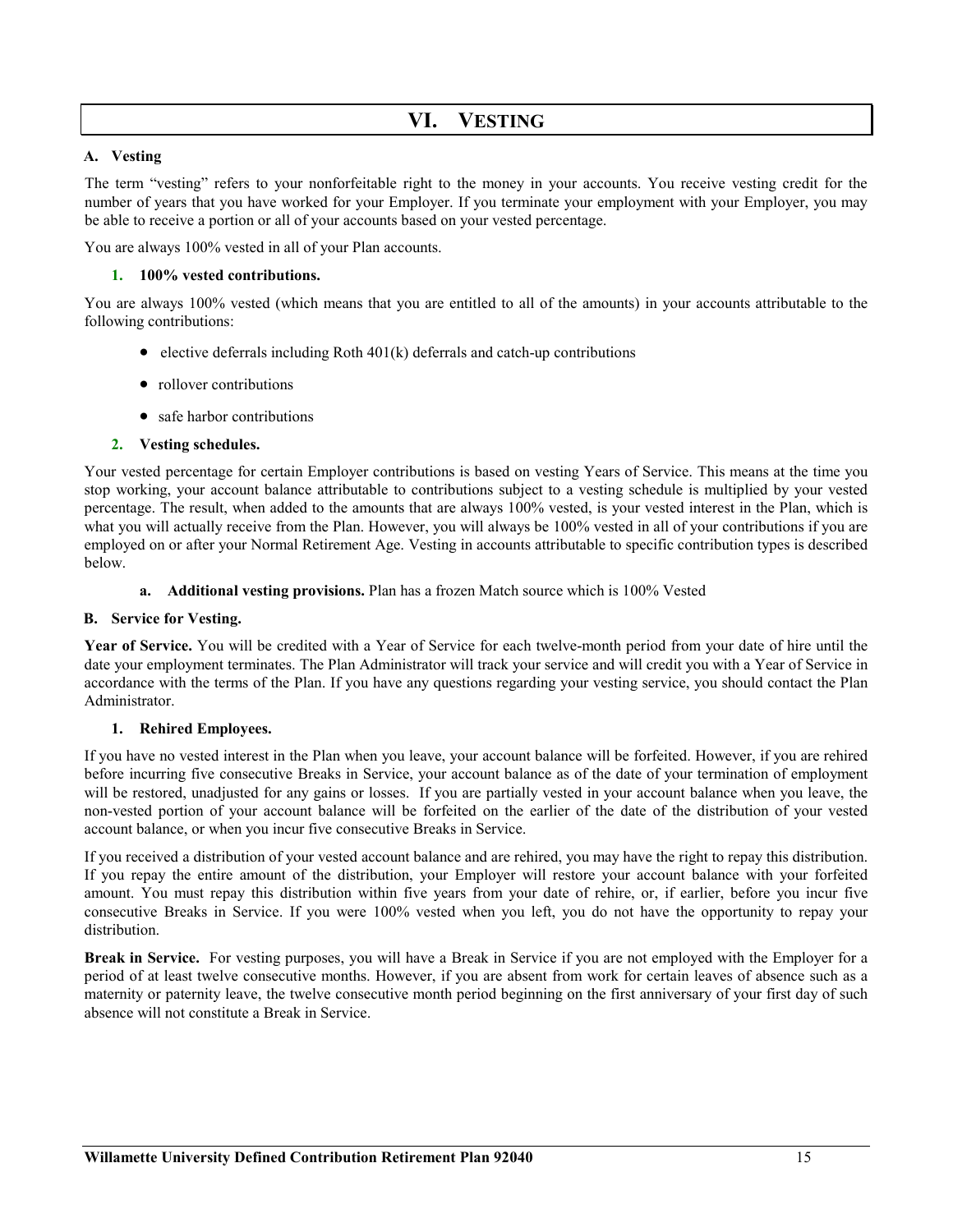# VI. VESTING

## A. Vesting

The term "vesting" refers to your nonforfeitable right to the money in your accounts. You receive vesting credit for the number of years that you have worked for your Employer. If you terminate your employment with your Employer, you may be able to receive a portion or all of your accounts based on your vested percentage.

You are always 100% vested in all of your Plan accounts.

### 1. 100% vested contributions.

You are always 100% vested (which means that you are entitled to all of the amounts) in your accounts attributable to the following contributions:

- elective deferrals including Roth 401(k) deferrals and catch-up contributions
- rollover contributions
- safe harbor contributions

### 2. Vesting schedules.

Your vested percentage for certain Employer contributions is based on vesting Years of Service. This means at the time you stop working, your account balance attributable to contributions subject to a vesting schedule is multiplied by your vested percentage. The result, when added to the amounts that are always 100% vested, is your vested interest in the Plan, which is what you will actually receive from the Plan. However, you will always be 100% vested in all of your contributions if you are employed on or after your Normal Retirement Age. Vesting in accounts attributable to specific contribution types is described below.

**a. Additional vesting provisions.** Plan has a frozen Match source which is 100% Vested

## B. Service for Vesting.

**Year of Service.** You will be credited with a Year of Service for each twelve-month period from your date of hire until the date your employment terminates. The Plan Administrator will track your service and will credit you with a Year of Service in accordance with the terms of the Plan. If you have any questions regarding your vesting service, you should contact the Plan Administrator.

### 1. Rehired Employees.

If you have no vested interest in the Plan when you leave, your account balance will be forfeited. However, if you are rehired before incurring five consecutive Breaks in Service, your account balance as of the date of your termination of employment will be restored, unadjusted for any gains or losses. If you are partially vested in your account balance when you leave, the non-vested portion of your account balance will be forfeited on the earlier of the date of the distribution of your vested account balance, or when you incur five consecutive Breaks in Service.

If you received a distribution of your vested account balance and are rehired, you may have the right to repay this distribution. If you repay the entire amount of the distribution, your Employer will restore your account balance with your forfeited amount. You must repay this distribution within five years from your date of rehire, or, if earlier, before you incur five consecutive Breaks in Service. If you were 100% vested when you left, you do not have the opportunity to repay your distribution.

**Break in Service.** For vesting purposes, you will have a Break in Service if you are not employed with the Employer for a period of at least twelve consecutive months. However, if you are absent from work for certain leaves of absence such as a maternity or paternity leave, the twelve consecutive month period beginning on the first anniversary of your first day of such absence will not constitute a Break in Service.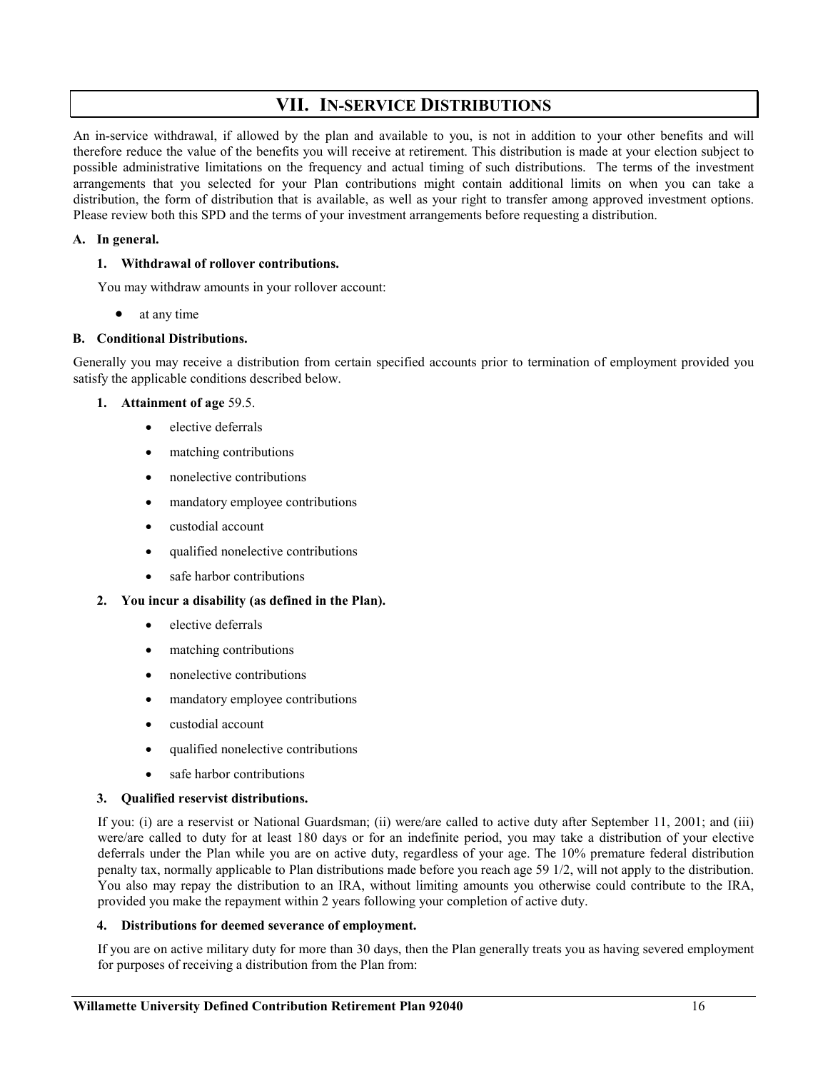## VII. IN-SERVICE DISTRIBUTIONS

An in-service withdrawal, if allowed by the plan and available to you, is not in addition to your other benefits and will therefore reduce the value of the benefits you will receive at retirement. This distribution is made at your election subject to possible administrative limitations on the frequency and actual timing of such distributions. The terms of the investment arrangements that you selected for your Plan contributions might contain additional limits on when you can take a distribution, the form of distribution that is available, as well as your right to transfer among approved investment options. Please review both this SPD and the terms of your investment arrangements before requesting a distribution.

**A. In general.**

**1. Withdrawal of rollover contributions.**

You may withdraw amounts in your rollover account:

- at any time

**B. Conditional Distributions.**

Generally you may receive a distribution from certain specified accounts prior to termination of employment provided you satisfy the applicable conditions described below.

**1. Attainment of age** 59.5.

- elective deferrals
- matching contributions
- nonelective contributions
- mandatory employee contributions
- custodial account
- qualified nonelective contributions
- safe harbor contributions

**2. You incur a disability (as defined in the Plan).**

- elective deferrals
- matching contributions
- nonelective contributions
- mandatory employee contributions
- custodial account
- qualified nonelective contributions
- safe harbor contributions

**3. Qualified reservist distributions.**

If you: (i) are a reservist or National Guardsman; (ii) were/are called to active duty after September 11, 2001; and (iii) were/are called to duty for at least 180 days or for an indefinite period, you may take a distribution of your elective deferrals under the Plan while you are on active duty, regardless of your age. The 10% premature federal distribution penalty tax, normally applicable to Plan distributions made before you reach age 59 1/2, will not apply to the distribution. You also may repay the distribution to an IRA, without limiting amounts you otherwise could contribute to the IRA, provided you make the repayment within 2 years following your completion of active duty.

**4. Distributions for deemed severance of employment.**

If you are on active military duty for more than 30 days, then the Plan generally treats you as having severed employment for purposes of receiving a distribution from the Plan from: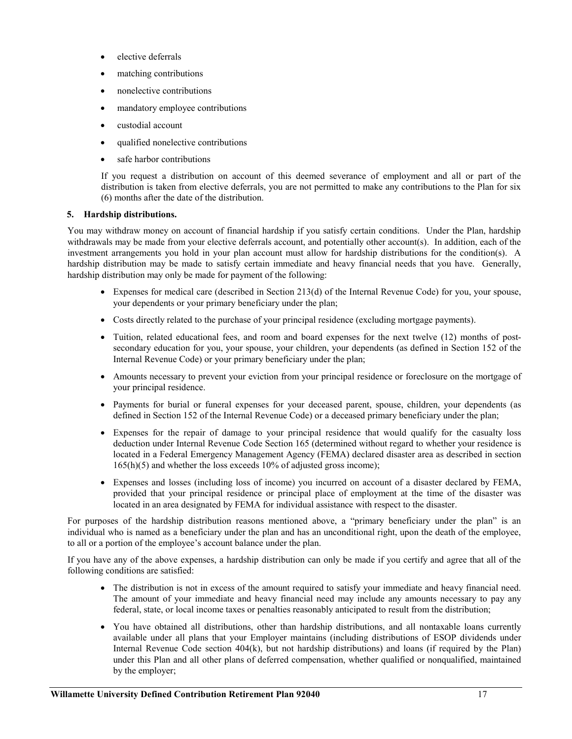- elective deferrals
- matching contributions
- nonelective contributions
- mandatory employee contributions
- custodial account
- qualified nonelective contributions
- safe harbor contributions

If you request a distribution on account of this deemed severance of employment and all or part of the distribution is taken from elective deferrals, you are not permitted to make any contributions to the Plan for six (6) months after the date of the distribution.

**5. Hardship distributions.**

You may withdraw money on account of financial hardship if you satisfy certain conditions. Under the Plan, hardship withdrawals may be made from your elective deferrals account, and potentially other account(s). In addition, each of the investment arrangements you hold in your plan account must allow for hardship distributions for the condition(s). A hardship distribution may be made to satisfy certain immediate and heavy financial needs that you have. Generally, hardship distribution may only be made for payment of the following:

- Expenses for medical care (described in Section 213(d) of the Internal Revenue Code) for you, your spouse, your dependents or your primary beneficiary under the plan;
- Costs directly related to the purchase of your principal residence (excluding mortgage payments).
- Tuition, related educational fees, and room and board expenses for the next twelve (12) months of post-secondary education for you, your spouse, your children, your dependents (as defined in Section 152 of the Internal Revenue Code) or your primary beneficiary under the plan;
- Amounts necessary to prevent your eviction from your principal residence or foreclosure on the mortgage of your principal residence.
- Payments for burial or funeral expenses for your deceased parent, spouse, children, your dependents (as defined in Section 152 of the Internal Revenue Code) or a deceased primary beneficiary under the plan;
- Expenses for the repair of damage to your principal residence that would qualify for the casualty loss deduction under Internal Revenue Code Section 165 (determined without regard to whether your residence is located in a Federal Emergency Management Agency (FEMA) declared disaster area as described in section 165(h)(5) and whether the loss exceeds 10% of adjusted gross income);
- Expenses and losses (including loss of income) you incurred on account of a disaster declared by FEMA, provided that your principal residence or principal place of employment at the time of the disaster was located in an area designated by FEMA for individual assistance with respect to the disaster.

For purposes of the hardship distribution reasons mentioned above, a "primary beneficiary under the plan" is an individual who is named as a beneficiary under the plan and has an unconditional right, upon the death of the employee, to all or a portion of the employee's account balance under the plan.

If you have any of the above expenses, a hardship distribution can only be made if you certify and agree that all of the following conditions are satisfied:

- The distribution is not in excess of the amount required to satisfy your immediate and heavy financial need. The amount of your immediate and heavy financial need may include any amounts necessary to pay any federal, state, or local income taxes or penalties reasonably anticipated to result from the distribution;
- You have obtained all distributions, other than hardship distributions, and all nontaxable loans currently available under all plans that your Employer maintains (including distributions of ESOP dividends under Internal Revenue Code section 404(k), but not hardship distributions) and loans (if required by the Plan) under this Plan and all other plans of deferred compensation, whether qualified or nonqualified, maintained by the employer;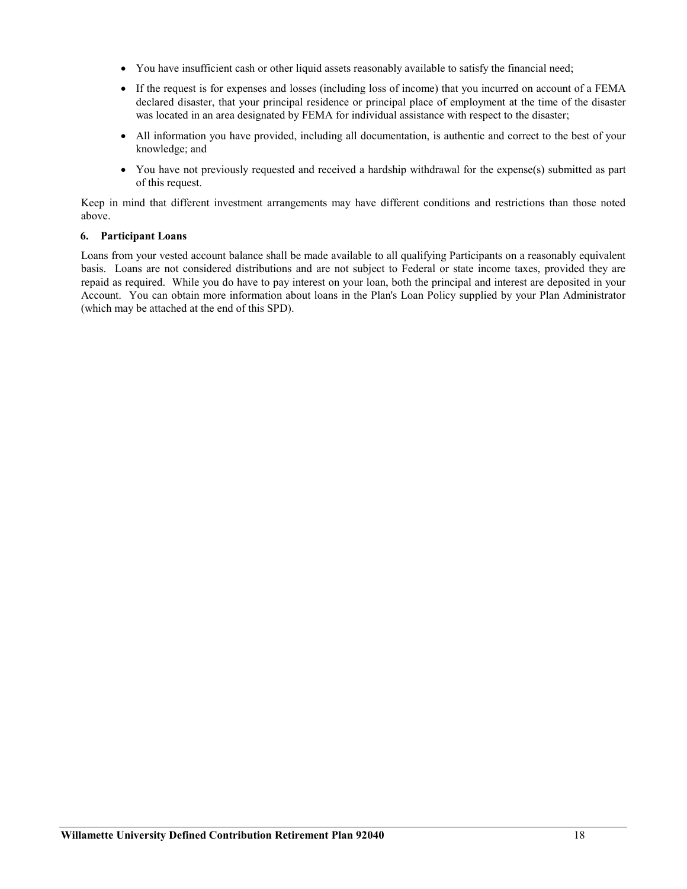- You have insufficient cash or other liquid assets reasonably available to satisfy the financial need;
- If the request is for expenses and losses (including loss of income) that you incurred on account of a FEMA declared disaster, that your principal residence or principal place of employment at the time of the disaster was located in an area designated by FEMA for individual assistance with respect to the disaster;
- All information you have provided, including all documentation, is authentic and correct to the best of your knowledge; and
- You have not previously requested and received a hardship withdrawal for the expense(s) submitted as part of this request.

Keep in mind that different investment arrangements may have different conditions and restrictions than those noted above.

**6. Participant Loans**

Loans from your vested account balance shall be made available to all qualifying Participants on a reasonably equivalent basis. Loans are not considered distributions and are not subject to Federal or state income taxes, provided they are repaid as required. While you do have to pay interest on your loan, both the principal and interest are deposited in your Account. You can obtain more information about loans in the Plan's Loan Policy supplied by your Plan Administrator (which may be attached at the end of this SPD).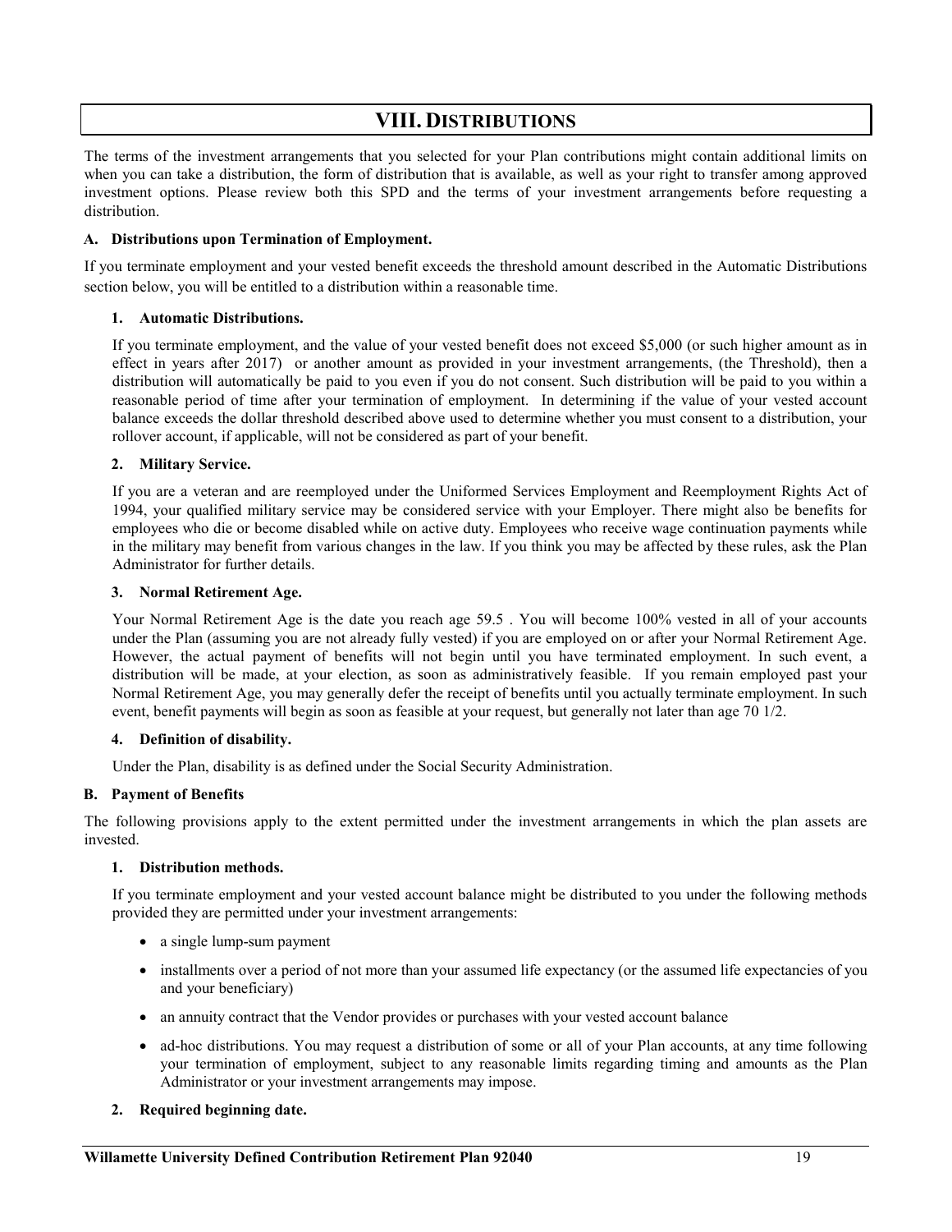# VIII. DISTRIBUTIONS

The terms of the investment arrangements that you selected for your Plan contributions might contain additional limits on when you can take a distribution, the form of distribution that is available, as well as your right to transfer among approved investment options. Please review both this SPD and the terms of your investment arrangements before requesting a distribution.

### A. Distributions upon Termination of Employment.

If you terminate employment and your vested benefit exceeds the threshold amount described in the Automatic Distributions section below, you will be entitled to a distribution within a reasonable time.

#### 1. Automatic Distributions.

If you terminate employment, and the value of your vested benefit does not exceed $5,000 (or such higher amount as in effect in years after 2017) or another amount as provided in your investment arrangements, (the Threshold), then a distribution will automatically be paid to you even if you do not consent. Such distribution will be paid to you within a reasonable period of time after your termination of employment. In determining if the value of your vested account balance exceeds the dollar threshold described above used to determine whether you must consent to a distribution, your rollover account, if applicable, will not be considered as part of your benefit.

#### 2. Military Service.

If you are a veteran and are reemployed under the Uniformed Services Employment and Reemployment Rights Act of 1994, your qualified military service may be considered service with your Employer. There might also be benefits for employees who die or become disabled while on active duty. Employees who receive wage continuation payments while in the military may benefit from various changes in the law. If you think you may be affected by these rules, ask the Plan Administrator for further details.

#### 3. Normal Retirement Age.

Your Normal Retirement Age is the date you reach age 59.5 . You will become 100% vested in all of your accounts under the Plan (assuming you are not already fully vested) if you are employed on or after your Normal Retirement Age. However, the actual payment of benefits will not begin until you have terminated employment. In such event, a distribution will be made, at your election, as soon as administratively feasible. If you remain employed past your Normal Retirement Age, you may generally defer the receipt of benefits until you actually terminate employment. In such event, benefit payments will begin as soon as feasible at your request, but generally not later than age 70 1/2.

#### 4. Definition of disability.

Under the Plan, disability is as defined under the Social Security Administration.

### B. Payment of Benefits

The following provisions apply to the extent permitted under the investment arrangements in which the plan assets are invested.

#### 1. Distribution methods.

If you terminate employment and your vested account balance might be distributed to you under the following methods provided they are permitted under your investment arrangements:

- a single lump-sum payment
- installments over a period of not more than your assumed life expectancy (or the assumed life expectancies of you and your beneficiary)
- an annuity contract that the Vendor provides or purchases with your vested account balance
- ad-hoc distributions. You may request a distribution of some or all of your Plan accounts, at any time following your termination of employment, subject to any reasonable limits regarding timing and amounts as the Plan Administrator or your investment arrangements may impose.

#### 2. Required beginning date.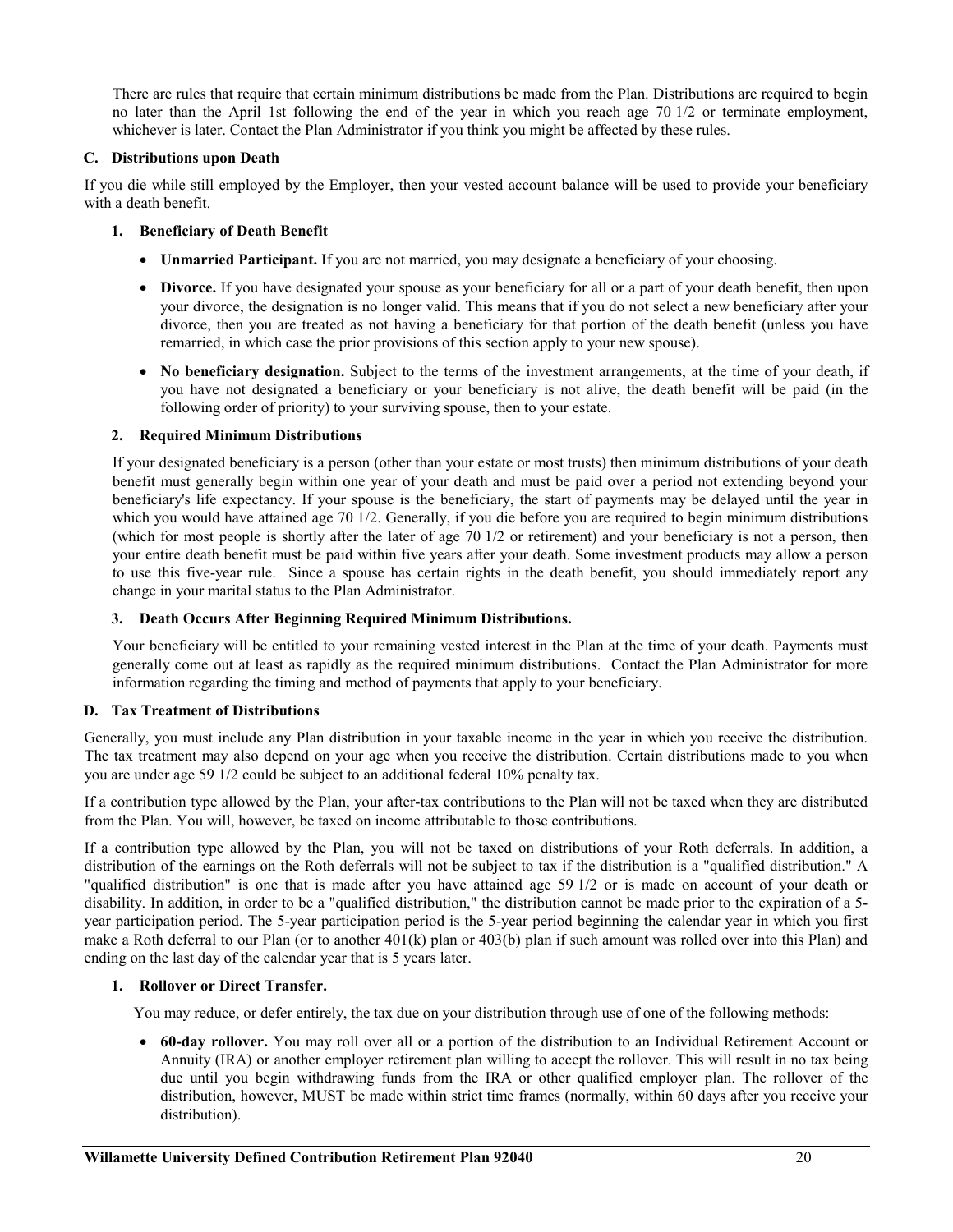There are rules that require that certain minimum distributions be made from the Plan. Distributions are required to begin no later than the April 1st following the end of the year in which you reach age 70 1/2 or terminate employment, whichever is later. Contact the Plan Administrator if you think you might be affected by these rules.

### C. Distributions upon Death

If you die while still employed by the Employer, then your vested account balance will be used to provide your beneficiary with a death benefit.

#### 1. Beneficiary of Death Benefit

- **Unmarried Participant.** If you are not married, you may designate a beneficiary of your choosing.
- **Divorce.** If you have designated your spouse as your beneficiary for all or a part of your death benefit, then upon your divorce, the designation is no longer valid. This means that if you do not select a new beneficiary after your divorce, then you are treated as not having a beneficiary for that portion of the death benefit (unless you have remarried, in which case the prior provisions of this section apply to your new spouse).
- **No beneficiary designation.** Subject to the terms of the investment arrangements, at the time of your death, if you have not designated a beneficiary or your beneficiary is not alive, the death benefit will be paid (in the following order of priority) to your surviving spouse, then to your estate.

#### 2. Required Minimum Distributions

If your designated beneficiary is a person (other than your estate or most trusts) then minimum distributions of your death benefit must generally begin within one year of your death and must be paid over a period not extending beyond your beneficiary's life expectancy. If your spouse is the beneficiary, the start of payments may be delayed until the year in which you would have attained age 70 1/2. Generally, if you die before you are required to begin minimum distributions (which for most people is shortly after the later of age 70 1/2 or retirement) and your beneficiary is not a person, then your entire death benefit must be paid within five years after your death. Some investment products may allow a person to use this five-year rule. Since a spouse has certain rights in the death benefit, you should immediately report any change in your marital status to the Plan Administrator.

#### 3. Death Occurs After Beginning Required Minimum Distributions.

Your beneficiary will be entitled to your remaining vested interest in the Plan at the time of your death. Payments must generally come out at least as rapidly as the required minimum distributions. Contact the Plan Administrator for more information regarding the timing and method of payments that apply to your beneficiary.

### D. Tax Treatment of Distributions

Generally, you must include any Plan distribution in your taxable income in the year in which you receive the distribution. The tax treatment may also depend on your age when you receive the distribution. Certain distributions made to you when you are under age 59 1/2 could be subject to an additional federal 10% penalty tax.

If a contribution type allowed by the Plan, your after-tax contributions to the Plan will not be taxed when they are distributed from the Plan. You will, however, be taxed on income attributable to those contributions.

If a contribution type allowed by the Plan, you will not be taxed on distributions of your Roth deferrals. In addition, a distribution of the earnings on the Roth deferrals will not be subject to tax if the distribution is a "qualified distribution." A "qualified distribution" is one that is made after you have attained age 59 1/2 or is made on account of your death or disability. In addition, in order to be a "qualified distribution," the distribution cannot be made prior to the expiration of a 5-year participation period. The 5-year participation period is the 5-year period beginning the calendar year in which you first make a Roth deferral to our Plan (or to another 401(k) plan or 403(b) plan if such amount was rolled over into this Plan) and ending on the last day of the calendar year that is 5 years later.

#### 1. Rollover or Direct Transfer.

You may reduce, or defer entirely, the tax due on your distribution through use of one of the following methods:

- **60-day rollover.** You may roll over all or a portion of the distribution to an Individual Retirement Account or Annuity (IRA) or another employer retirement plan willing to accept the rollover. This will result in no tax being due until you begin withdrawing funds from the IRA or other qualified employer plan. The rollover of the distribution, however, MUST be made within strict time frames (normally, within 60 days after you receive your distribution).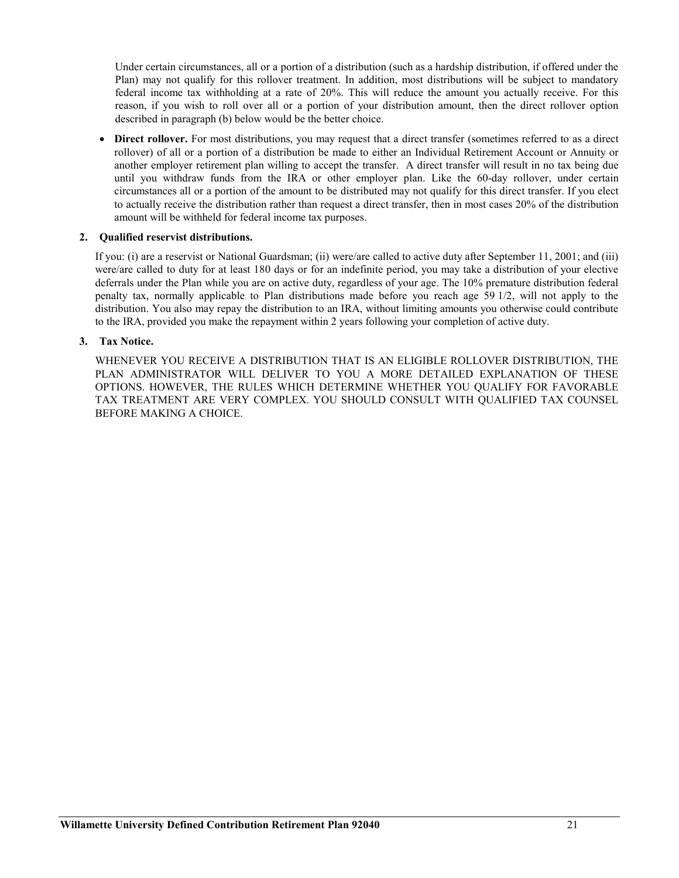Under certain circumstances, all or a portion of a distribution (such as a hardship distribution, if offered under the Plan) may not qualify for this rollover treatment. In addition, most distributions will be subject to mandatory federal income tax withholding at a rate of 20%. This will reduce the amount you actually receive. For this reason, if you wish to roll over all or a portion of your distribution amount, then the direct rollover option described in paragraph (b) below would be the better choice.

- **Direct rollover.** For most distributions, you may request that a direct transfer (sometimes referred to as a direct rollover) of all or a portion of a distribution be made to either an Individual Retirement Account or Annuity or another employer retirement plan willing to accept the transfer. A direct transfer will result in no tax being due until you withdraw funds from the IRA or other employer plan. Like the 60-day rollover, under certain circumstances all or a portion of the amount to be distributed may not qualify for this direct transfer. If you elect to actually receive the distribution rather than request a direct transfer, then in most cases 20% of the distribution amount will be withheld for federal income tax purposes.

**2. Qualified reservist distributions.**

If you: (i) are a reservist or National Guardsman; (ii) were/are called to active duty after September 11, 2001; and (iii) were/are called to duty for at least 180 days or for an indefinite period, you may take a distribution of your elective deferrals under the Plan while you are on active duty, regardless of your age. The 10% premature distribution federal penalty tax, normally applicable to Plan distributions made before you reach age 59 1/2, will not apply to the distribution. You also may repay the distribution to an IRA, without limiting amounts you otherwise could contribute to the IRA, provided you make the repayment within 2 years following your completion of active duty.

**3. Tax Notice.**

WHENEVER YOU RECEIVE A DISTRIBUTION THAT IS AN ELIGIBLE ROLLOVER DISTRIBUTION, THE PLAN ADMINISTRATOR WILL DELIVER TO YOU A MORE DETAILED EXPLANATION OF THESE OPTIONS. HOWEVER, THE RULES WHICH DETERMINE WHETHER YOU QUALIFY FOR FAVORABLE TAX TREATMENT ARE VERY COMPLEX. YOU SHOULD CONSULT WITH QUALIFIED TAX COUNSEL BEFORE MAKING A CHOICE.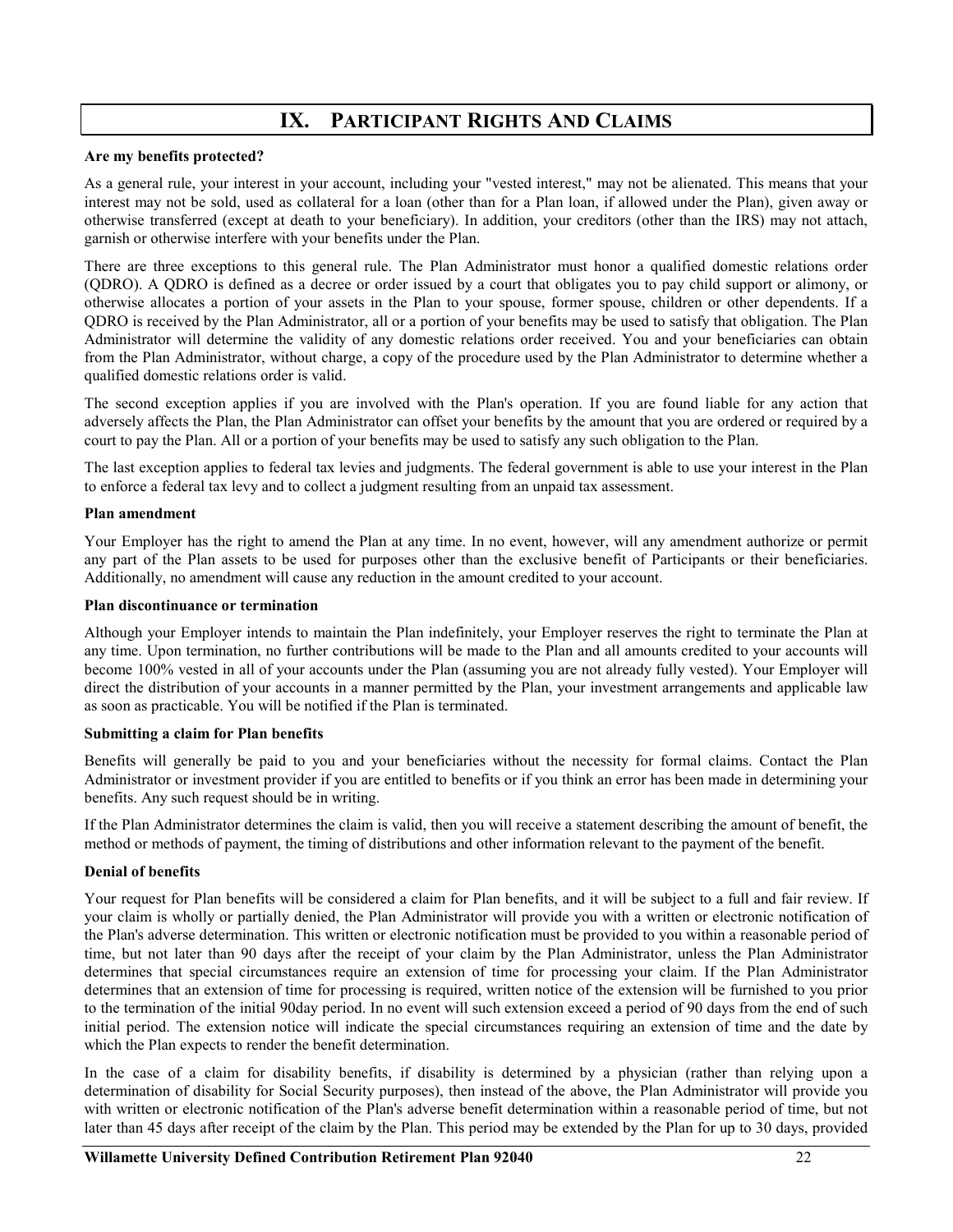# IX. PARTICIPANT RIGHTS AND CLAIMS

**Are my benefits protected?**

As a general rule, your interest in your account, including your "vested interest," may not be alienated. This means that your interest may not be sold, used as collateral for a loan (other than for a Plan loan, if allowed under the Plan), given away or otherwise transferred (except at death to your beneficiary). In addition, your creditors (other than the IRS) may not attach, garnish or otherwise interfere with your benefits under the Plan.

There are three exceptions to this general rule. The Plan Administrator must honor a qualified domestic relations order (QDRO). A QDRO is defined as a decree or order issued by a court that obligates you to pay child support or alimony, or otherwise allocates a portion of your assets in the Plan to your spouse, former spouse, children or other dependents. If a QDRO is received by the Plan Administrator, all or a portion of your benefits may be used to satisfy that obligation. The Plan Administrator will determine the validity of any domestic relations order received. You and your beneficiaries can obtain from the Plan Administrator, without charge, a copy of the procedure used by the Plan Administrator to determine whether a qualified domestic relations order is valid.

The second exception applies if you are involved with the Plan's operation. If you are found liable for any action that adversely affects the Plan, the Plan Administrator can offset your benefits by the amount that you are ordered or required by a court to pay the Plan. All or a portion of your benefits may be used to satisfy any such obligation to the Plan.

The last exception applies to federal tax levies and judgments. The federal government is able to use your interest in the Plan to enforce a federal tax levy and to collect a judgment resulting from an unpaid tax assessment.

**Plan amendment**

Your Employer has the right to amend the Plan at any time. In no event, however, will any amendment authorize or permit any part of the Plan assets to be used for purposes other than the exclusive benefit of Participants or their beneficiaries. Additionally, no amendment will cause any reduction in the amount credited to your account.

**Plan discontinuance or termination**

Although your Employer intends to maintain the Plan indefinitely, your Employer reserves the right to terminate the Plan at any time. Upon termination, no further contributions will be made to the Plan and all amounts credited to your accounts will become 100% vested in all of your accounts under the Plan (assuming you are not already fully vested). Your Employer will direct the distribution of your accounts in a manner permitted by the Plan, your investment arrangements and applicable law as soon as practicable. You will be notified if the Plan is terminated.

**Submitting a claim for Plan benefits**

Benefits will generally be paid to you and your beneficiaries without the necessity for formal claims. Contact the Plan Administrator or investment provider if you are entitled to benefits or if you think an error has been made in determining your benefits. Any such request should be in writing.

If the Plan Administrator determines the claim is valid, then you will receive a statement describing the amount of benefit, the method or methods of payment, the timing of distributions and other information relevant to the payment of the benefit.

**Denial of benefits**

Your request for Plan benefits will be considered a claim for Plan benefits, and it will be subject to a full and fair review. If your claim is wholly or partially denied, the Plan Administrator will provide you with a written or electronic notification of the Plan's adverse determination. This written or electronic notification must be provided to you within a reasonable period of time, but not later than 90 days after the receipt of your claim by the Plan Administrator, unless the Plan Administrator determines that special circumstances require an extension of time for processing your claim. If the Plan Administrator determines that an extension of time for processing is required, written notice of the extension will be furnished to you prior to the termination of the initial 90day period. In no event will such extension exceed a period of 90 days from the end of such initial period. The extension notice will indicate the special circumstances requiring an extension of time and the date by which the Plan expects to render the benefit determination.

In the case of a claim for disability benefits, if disability is determined by a physician (rather than relying upon a determination of disability for Social Security purposes), then instead of the above, the Plan Administrator will provide you with written or electronic notification of the Plan's adverse benefit determination within a reasonable period of time, but not later than 45 days after receipt of the claim by the Plan. This period may be extended by the Plan for up to 30 days, provided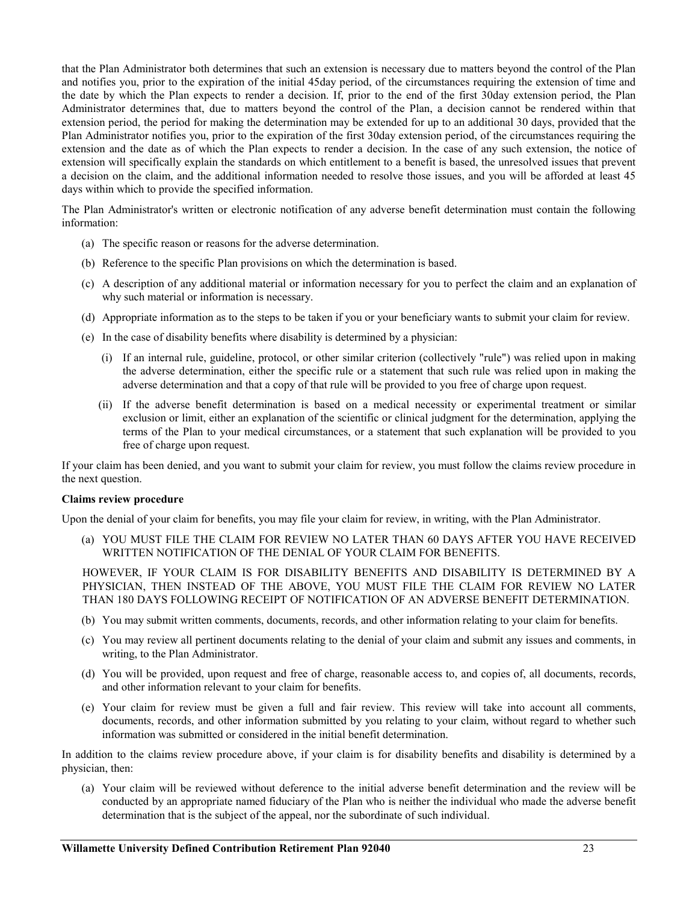that the Plan Administrator both determines that such an extension is necessary due to matters beyond the control of the Plan and notifies you, prior to the expiration of the initial 45day period, of the circumstances requiring the extension of time and the date by which the Plan expects to render a decision. If, prior to the end of the first 30day extension period, the Plan Administrator determines that, due to matters beyond the control of the Plan, a decision cannot be rendered within that extension period, the period for making the determination may be extended for up to an additional 30 days, provided that the Plan Administrator notifies you, prior to the expiration of the first 30day extension period, of the circumstances requiring the extension and the date as of which the Plan expects to render a decision. In the case of any such extension, the notice of extension will specifically explain the standards on which entitlement to a benefit is based, the unresolved issues that prevent a decision on the claim, and the additional information needed to resolve those issues, and you will be afforded at least 45 days within which to provide the specified information.

The Plan Administrator's written or electronic notification of any adverse benefit determination must contain the following information:

(a) The specific reason or reasons for the adverse determination.

(b) Reference to the specific Plan provisions on which the determination is based.

(c) A description of any additional material or information necessary for you to perfect the claim and an explanation of why such material or information is necessary.

(d) Appropriate information as to the steps to be taken if you or your beneficiary wants to submit your claim for review.

(e) In the case of disability benefits where disability is determined by a physician:

   (i) If an internal rule, guideline, protocol, or other similar criterion (collectively "rule") was relied upon in making the adverse determination, either the specific rule or a statement that such rule was relied upon in making the adverse determination and that a copy of that rule will be provided to you free of charge upon request.

   (ii) If the adverse benefit determination is based on a medical necessity or experimental treatment or similar exclusion or limit, either an explanation of the scientific or clinical judgment for the determination, applying the terms of the Plan to your medical circumstances, or a statement that such explanation will be provided to you free of charge upon request.

If your claim has been denied, and you want to submit your claim for review, you must follow the claims review procedure in the next question.

**Claims review procedure**

Upon the denial of your claim for benefits, you may file your claim for review, in writing, with the Plan Administrator.

(a) YOU MUST FILE THE CLAIM FOR REVIEW NO LATER THAN 60 DAYS AFTER YOU HAVE RECEIVED WRITTEN NOTIFICATION OF THE DENIAL OF YOUR CLAIM FOR BENEFITS.

HOWEVER, IF YOUR CLAIM IS FOR DISABILITY BENEFITS AND DISABILITY IS DETERMINED BY A PHYSICIAN, THEN INSTEAD OF THE ABOVE, YOU MUST FILE THE CLAIM FOR REVIEW NO LATER THAN 180 DAYS FOLLOWING RECEIPT OF NOTIFICATION OF AN ADVERSE BENEFIT DETERMINATION.

(b) You may submit written comments, documents, records, and other information relating to your claim for benefits.

(c) You may review all pertinent documents relating to the denial of your claim and submit any issues and comments, in writing, to the Plan Administrator.

(d) You will be provided, upon request and free of charge, reasonable access to, and copies of, all documents, records, and other information relevant to your claim for benefits.

(e) Your claim for review must be given a full and fair review. This review will take into account all comments, documents, records, and other information submitted by you relating to your claim, without regard to whether such information was submitted or considered in the initial benefit determination.

In addition to the claims review procedure above, if your claim is for disability benefits and disability is determined by a physician, then:

(a) Your claim will be reviewed without deference to the initial adverse benefit determination and the review will be conducted by an appropriate named fiduciary of the Plan who is neither the individual who made the adverse benefit determination that is the subject of the appeal, nor the subordinate of such individual.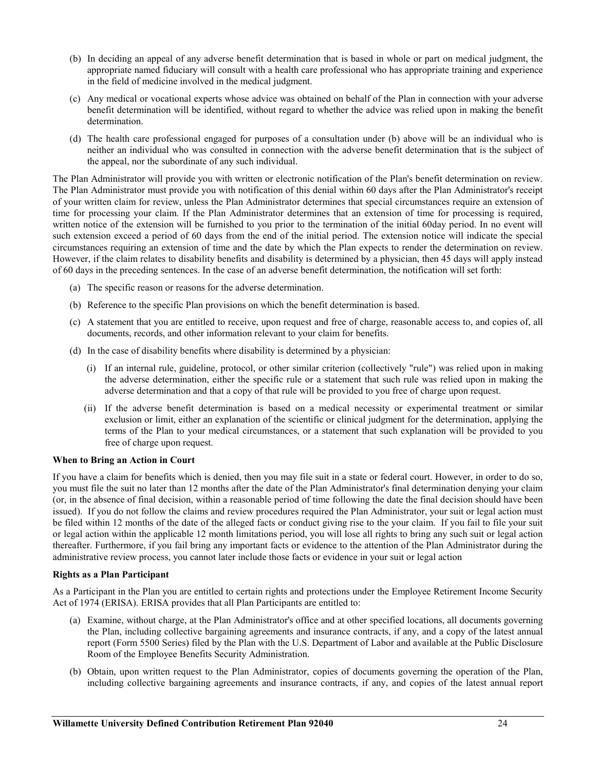(b) In deciding an appeal of any adverse benefit determination that is based in whole or part on medical judgment, the appropriate named fiduciary will consult with a health care professional who has appropriate training and experience in the field of medicine involved in the medical judgment.

(c) Any medical or vocational experts whose advice was obtained on behalf of the Plan in connection with your adverse benefit determination will be identified, without regard to whether the advice was relied upon in making the benefit determination.

(d) The health care professional engaged for purposes of a consultation under (b) above will be an individual who is neither an individual who was consulted in connection with the adverse benefit determination that is the subject of the appeal, nor the subordinate of any such individual.

The Plan Administrator will provide you with written or electronic notification of the Plan's benefit determination on review. The Plan Administrator must provide you with notification of this denial within 60 days after the Plan Administrator's receipt of your written claim for review, unless the Plan Administrator determines that special circumstances require an extension of time for processing your claim. If the Plan Administrator determines that an extension of time for processing is required, written notice of the extension will be furnished to you prior to the termination of the initial 60day period. In no event will such extension exceed a period of 60 days from the end of the initial period. The extension notice will indicate the special circumstances requiring an extension of time and the date by which the Plan expects to render the determination on review. However, if the claim relates to disability benefits and disability is determined by a physician, then 45 days will apply instead of 60 days in the preceding sentences. In the case of an adverse benefit determination, the notification will set forth:

(a) The specific reason or reasons for the adverse determination.

(b) Reference to the specific Plan provisions on which the benefit determination is based.

(c) A statement that you are entitled to receive, upon request and free of charge, reasonable access to, and copies of, all documents, records, and other information relevant to your claim for benefits.

(d) In the case of disability benefits where disability is determined by a physician:

  (i) If an internal rule, guideline, protocol, or other similar criterion (collectively "rule") was relied upon in making the adverse determination, either the specific rule or a statement that such rule was relied upon in making the adverse determination and that a copy of that rule will be provided to you free of charge upon request.

  (ii) If the adverse benefit determination is based on a medical necessity or experimental treatment or similar exclusion or limit, either an explanation of the scientific or clinical judgment for the determination, applying the terms of the Plan to your medical circumstances, or a statement that such explanation will be provided to you free of charge upon request.

**When to Bring an Action in Court**

If you have a claim for benefits which is denied, then you may file suit in a state or federal court. However, in order to do so, you must file the suit no later than 12 months after the date of the Plan Administrator's final determination denying your claim (or, in the absence of final decision, within a reasonable period of time following the date the final decision should have been issued). If you do not follow the claims and review procedures required the Plan Administrator, your suit or legal action must be filed within 12 months of the date of the alleged facts or conduct giving rise to the your claim. If you fail to file your suit or legal action within the applicable 12 month limitations period, you will lose all rights to bring any such suit or legal action thereafter. Furthermore, if you fail bring any important facts or evidence to the attention of the Plan Administrator during the administrative review process, you cannot later include those facts or evidence in your suit or legal action

**Rights as a Plan Participant**

As a Participant in the Plan you are entitled to certain rights and protections under the Employee Retirement Income Security Act of 1974 (ERISA). ERISA provides that all Plan Participants are entitled to:

(a) Examine, without charge, at the Plan Administrator's office and at other specified locations, all documents governing the Plan, including collective bargaining agreements and insurance contracts, if any, and a copy of the latest annual report (Form 5500 Series) filed by the Plan with the U.S. Department of Labor and available at the Public Disclosure Room of the Employee Benefits Security Administration.

(b) Obtain, upon written request to the Plan Administrator, copies of documents governing the operation of the Plan, including collective bargaining agreements and insurance contracts, if any, and copies of the latest annual report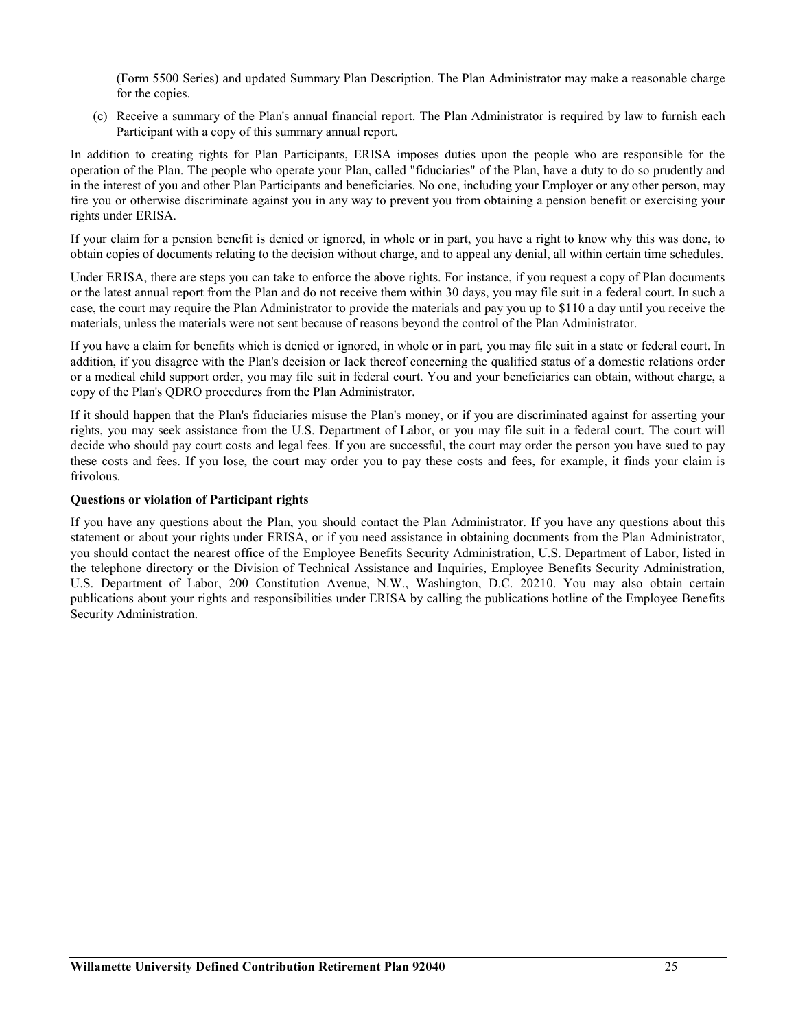(Form 5500 Series) and updated Summary Plan Description. The Plan Administrator may make a reasonable charge for the copies.

(c) Receive a summary of the Plan's annual financial report. The Plan Administrator is required by law to furnish each Participant with a copy of this summary annual report.

In addition to creating rights for Plan Participants, ERISA imposes duties upon the people who are responsible for the operation of the Plan. The people who operate your Plan, called "fiduciaries" of the Plan, have a duty to do so prudently and in the interest of you and other Plan Participants and beneficiaries. No one, including your Employer or any other person, may fire you or otherwise discriminate against you in any way to prevent you from obtaining a pension benefit or exercising your rights under ERISA.

If your claim for a pension benefit is denied or ignored, in whole or in part, you have a right to know why this was done, to obtain copies of documents relating to the decision without charge, and to appeal any denial, all within certain time schedules.

Under ERISA, there are steps you can take to enforce the above rights. For instance, if you request a copy of Plan documents or the latest annual report from the Plan and do not receive them within 30 days, you may file suit in a federal court. In such a case, the court may require the Plan Administrator to provide the materials and pay you up to $110 a day until you receive the materials, unless the materials were not sent because of reasons beyond the control of the Plan Administrator.

If you have a claim for benefits which is denied or ignored, in whole or in part, you may file suit in a state or federal court. In addition, if you disagree with the Plan's decision or lack thereof concerning the qualified status of a domestic relations order or a medical child support order, you may file suit in federal court. You and your beneficiaries can obtain, without charge, a copy of the Plan's QDRO procedures from the Plan Administrator.

If it should happen that the Plan's fiduciaries misuse the Plan's money, or if you are discriminated against for asserting your rights, you may seek assistance from the U.S. Department of Labor, or you may file suit in a federal court. The court will decide who should pay court costs and legal fees. If you are successful, the court may order the person you have sued to pay these costs and fees. If you lose, the court may order you to pay these costs and fees, for example, it finds your claim is frivolous.

**Questions or violation of Participant rights**

If you have any questions about the Plan, you should contact the Plan Administrator. If you have any questions about this statement or about your rights under ERISA, or if you need assistance in obtaining documents from the Plan Administrator, you should contact the nearest office of the Employee Benefits Security Administration, U.S. Department of Labor, listed in the telephone directory or the Division of Technical Assistance and Inquiries, Employee Benefits Security Administration, U.S. Department of Labor, 200 Constitution Avenue, N.W., Washington, D.C. 20210. You may also obtain certain publications about your rights and responsibilities under ERISA by calling the publications hotline of the Employee Benefits Security Administration.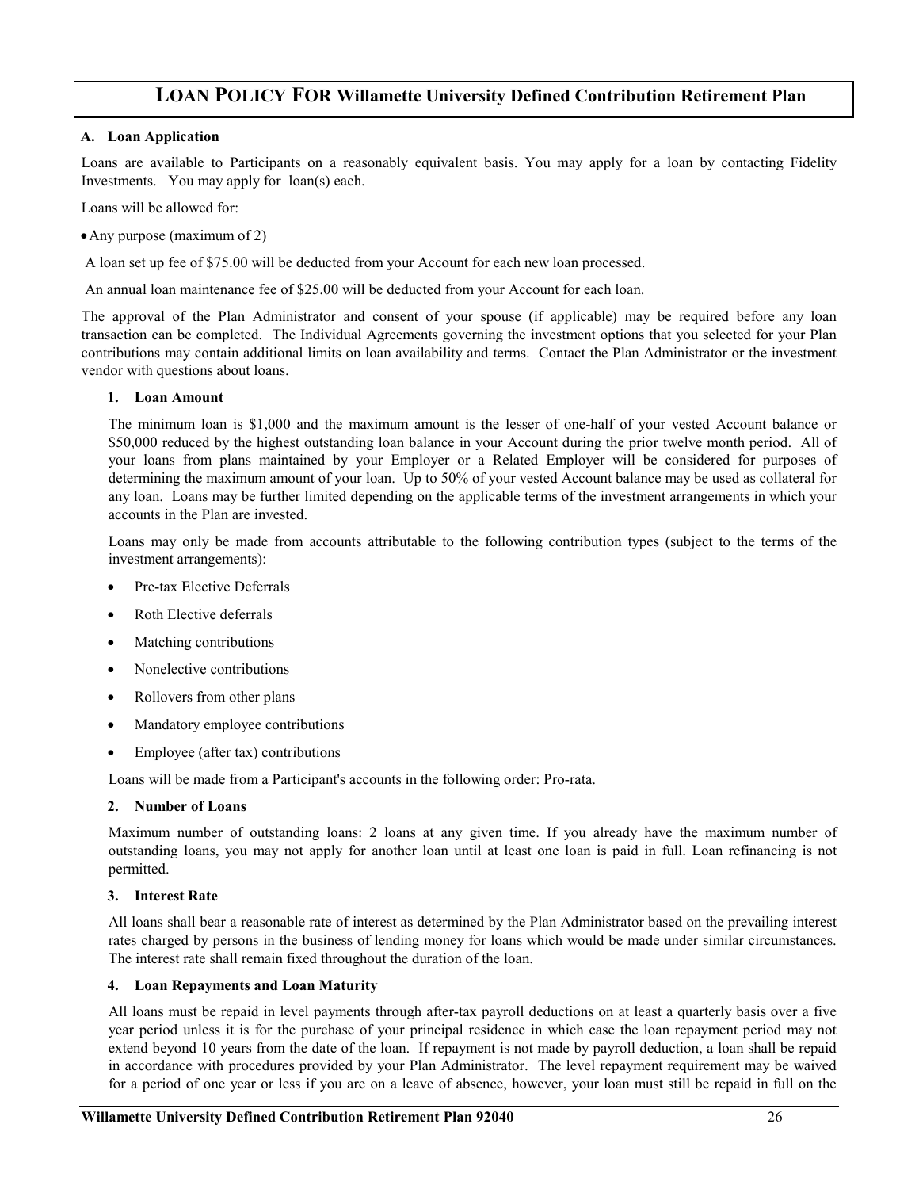# LOAN POLICY FOR Willamette University Defined Contribution Retirement Plan

**A. Loan Application**

Loans are available to Participants on a reasonably equivalent basis. You may apply for a loan by contacting Fidelity Investments. You may apply for loan(s) each.

Loans will be allowed for:

- Any purpose (maximum of 2)

A loan set up fee of $75.00 will be deducted from your Account for each new loan processed.

An annual loan maintenance fee of $25.00 will be deducted from your Account for each loan.

The approval of the Plan Administrator and consent of your spouse (if applicable) may be required before any loan transaction can be completed. The Individual Agreements governing the investment options that you selected for your Plan contributions may contain additional limits on loan availability and terms. Contact the Plan Administrator or the investment vendor with questions about loans.

**1. Loan Amount**

The minimum loan is $1,000 and the maximum amount is the lesser of one-half of your vested Account balance or $50,000 reduced by the highest outstanding loan balance in your Account during the prior twelve month period. All of your loans from plans maintained by your Employer or a Related Employer will be considered for purposes of determining the maximum amount of your loan. Up to 50% of your vested Account balance may be used as collateral for any loan. Loans may be further limited depending on the applicable terms of the investment arrangements in which your accounts in the Plan are invested.

Loans may only be made from accounts attributable to the following contribution types (subject to the terms of the investment arrangements):

- Pre-tax Elective Deferrals
- Roth Elective deferrals
- Matching contributions
- Nonelective contributions
- Rollovers from other plans
- Mandatory employee contributions
- Employee (after tax) contributions

Loans will be made from a Participant's accounts in the following order: Pro-rata.

**2. Number of Loans**

Maximum number of outstanding loans: 2 loans at any given time. If you already have the maximum number of outstanding loans, you may not apply for another loan until at least one loan is paid in full. Loan refinancing is not permitted.

**3. Interest Rate**

All loans shall bear a reasonable rate of interest as determined by the Plan Administrator based on the prevailing interest rates charged by persons in the business of lending money for loans which would be made under similar circumstances. The interest rate shall remain fixed throughout the duration of the loan.

**4. Loan Repayments and Loan Maturity**

All loans must be repaid in level payments through after-tax payroll deductions on at least a quarterly basis over a five year period unless it is for the purchase of your principal residence in which case the loan repayment period may not extend beyond 10 years from the date of the loan. If repayment is not made by payroll deduction, a loan shall be repaid in accordance with procedures provided by your Plan Administrator. The level repayment requirement may be waived for a period of one year or less if you are on a leave of absence, however, your loan must still be repaid in full on the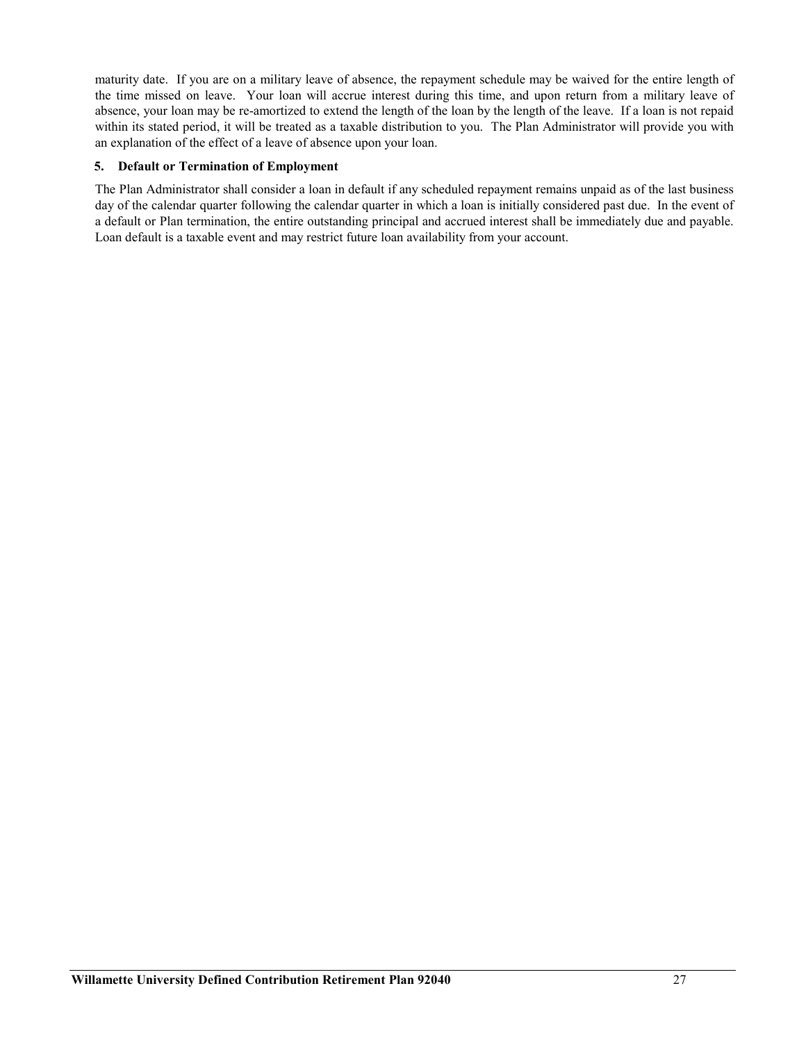maturity date. If you are on a military leave of absence, the repayment schedule may be waived for the entire length of the time missed on leave. Your loan will accrue interest during this time, and upon return from a military leave of absence, your loan may be re-amortized to extend the length of the loan by the length of the leave. If a loan is not repaid within its stated period, it will be treated as a taxable distribution to you. The Plan Administrator will provide you with an explanation of the effect of a leave of absence upon your loan.

**5. Default or Termination of Employment**

The Plan Administrator shall consider a loan in default if any scheduled repayment remains unpaid as of the last business day of the calendar quarter following the calendar quarter in which a loan is initially considered past due. In the event of a default or Plan termination, the entire outstanding principal and accrued interest shall be immediately due and payable. Loan default is a taxable event and may restrict future loan availability from your account.